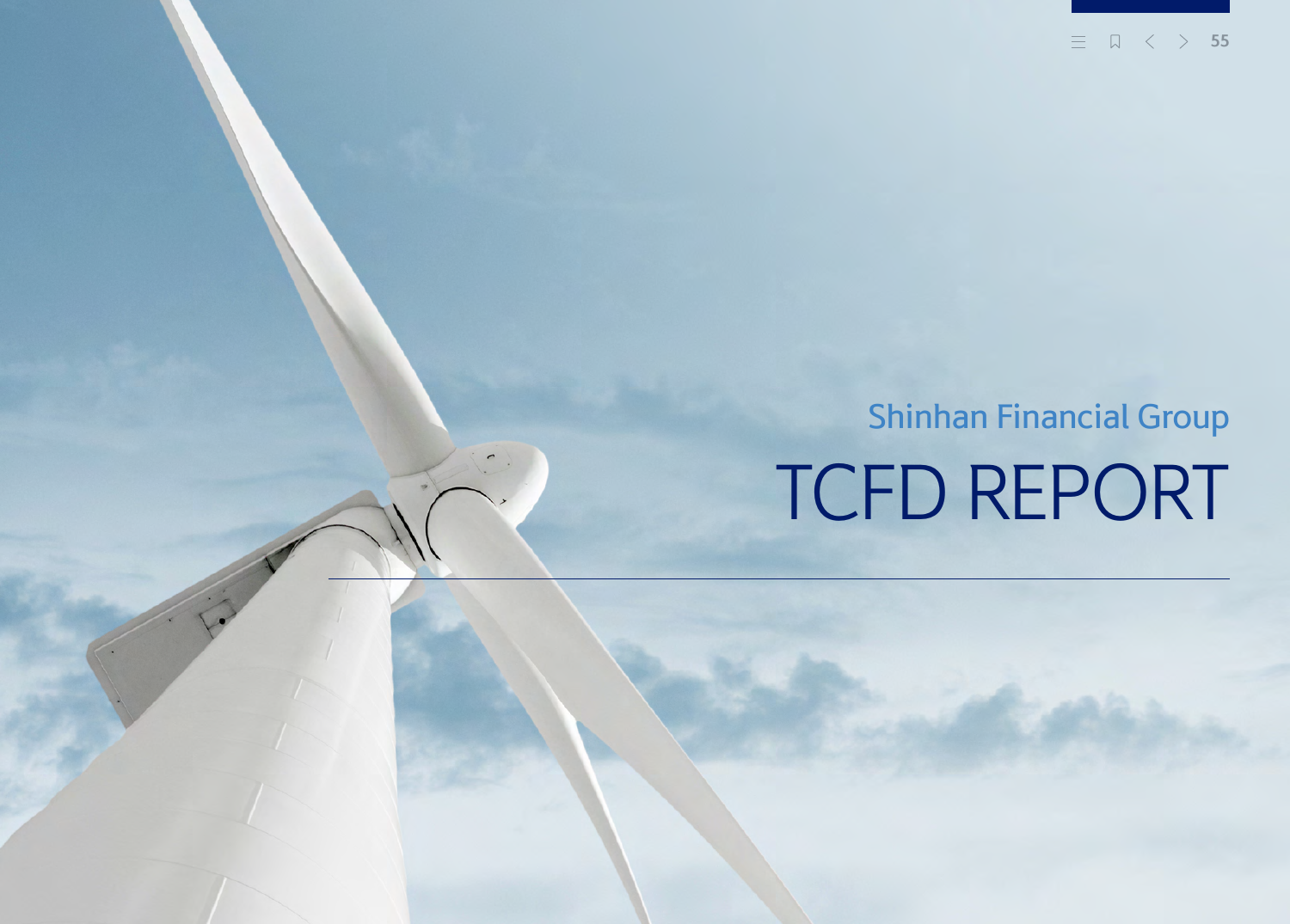Shinhan Financial Group

# TCFD REPORT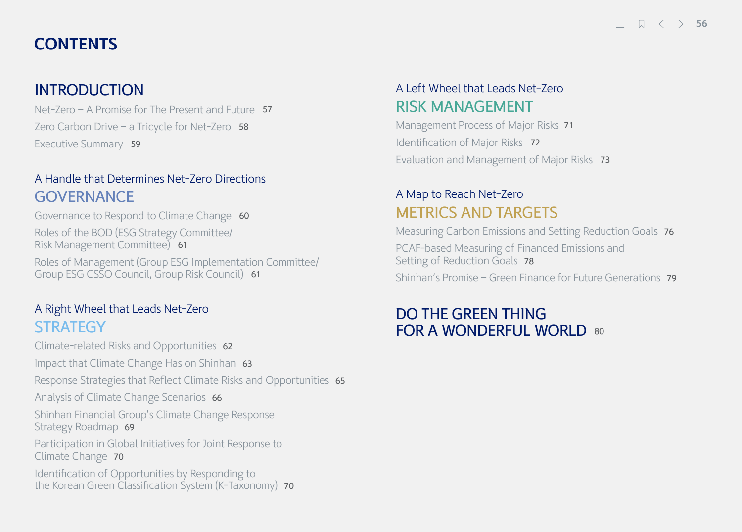# CONTENTS

## INTRODUCTION

Net-Zero – A Promise for The Present and Future 57

Zero Carbon Drive – a Tricycle for Net-Zero 58

Executive Summary 59

A Handle that Determines Net-Zero Directions

## GOVERNANCE

Governance to Respond to Climate Change 60

Roles of the BOD (ESG Strategy Committee/ Risk Management Committee) 61

Roles of Management (Group ESG Implementation Committee/ Group ESG CSSO Council, Group Risk Council) 61

A Right Wheel that Leads Net-Zero

## STRATEGY

Climate-related Risks and Opportunities 62

Impact that Climate Change Has on Shinhan 63

Response Strategies that Reflect Climate Risks and Opportunities 65

Analysis of Climate Change Scenarios 66

Shinhan Financial Group's Climate Change Response Strategy Roadmap 69

Participation in Global Initiatives for Joint Response to Climate Change 70

Identification of Opportunities by Responding to the Korean Green Classification System (K-Taxonomy) 70

A Left Wheel that Leads Net-Zero

## RISK MANAGEMENT

Management Process of Major Risks 71

Identification of Major Risks 72

Evaluation and Management of Major Risks 73

A Map to Reach Net-Zero

## METRICS AND TARGETS

Measuring Carbon Emissions and Setting Reduction Goals 76

PCAF-based Measuring of Financed Emissions and Setting of Reduction Goals 78

Shinhan's Promise – Green Finance for Future Generations 79

## DO THE GREEN THING FOR A WONDERFUL WORLD 80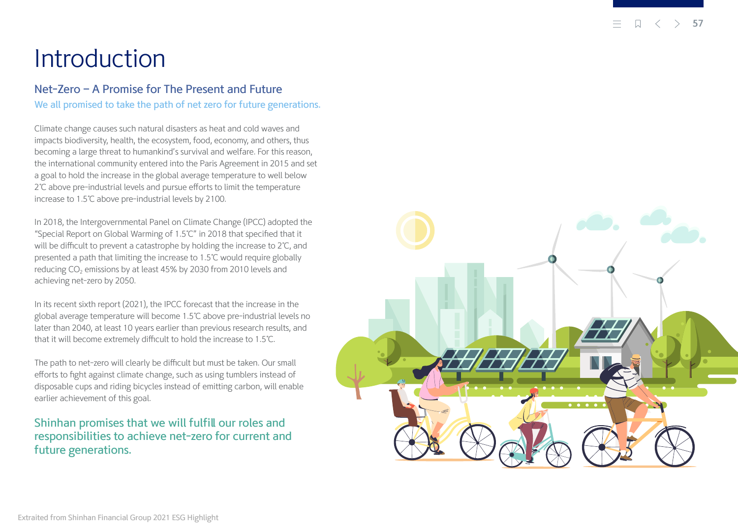# Introduction

## Net-Zero – A Promise for The Present and Future

We all promised to take the path of net zero for future generations.

Climate change causes such natural disasters as heat and cold waves and impacts biodiversity, health, the ecosystem, food, economy, and others, thus becoming a large threat to humankind's survival and welfare. For this reason, the international community entered into the Paris Agreement in 2015 and set a goal to hold the increase in the global average temperature to well below 2℃ above pre-industrial levels and pursue efforts to limit the temperature increase to 1.5℃ above pre-industrial levels by 2100.

In 2018, the Intergovernmental Panel on Climate Change (IPCC) adopted the "Special Report on Global Warming of 1.5℃" in 2018 that specified that it will be difficult to prevent a catastrophe by holding the increase to 2℃, and presented a path that limiting the increase to 1.5℃ would require globally reducing $CO_2$ emissions by at least 45% by 2030 from 2010 levels and achieving net-zero by 2050.

In its recent sixth report (2021), the IPCC forecast that the increase in the global average temperature will become 1.5℃ above pre-industrial levels no later than 2040, at least 10 years earlier than previous research results, and that it will become extremely difficult to hold the increase to 1.5℃.

The path to net-zero will clearly be difficult but must be taken. Our small efforts to fight against climate change, such as using tumblers instead of disposable cups and riding bicycles instead of emitting carbon, will enable earlier achievement of this goal.

Shinhan promises that we will fulfill our roles and responsibilities to achieve net-zero for current and future generations.

Extraited from Shinhan Financial Group 2021 ESG Highlight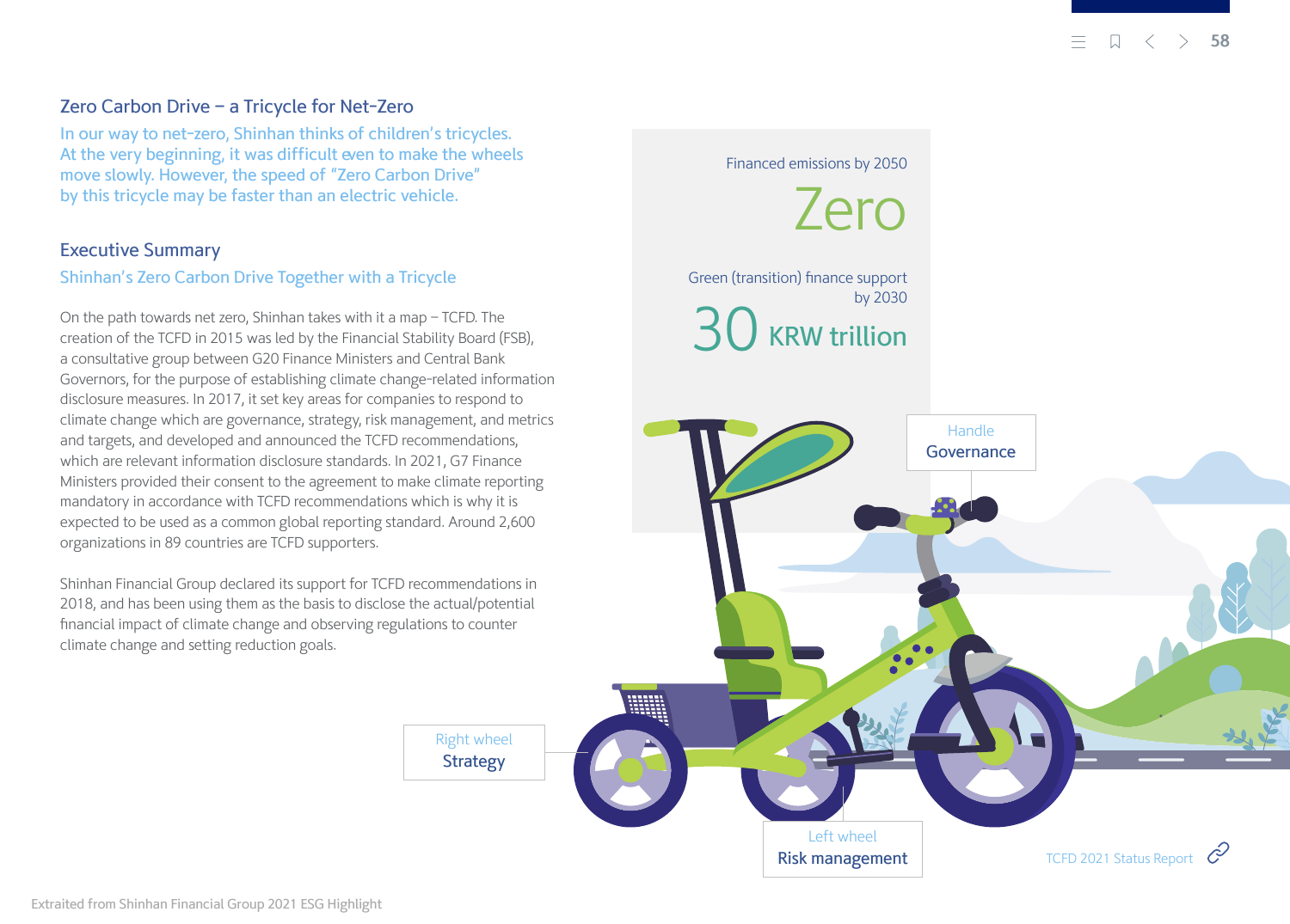## Zero Carbon Drive – a Tricycle for Net-Zero

In our way to net-zero, Shinhan thinks of children's tricycles. At the very beginning, it was difficult even to make the wheels move slowly. However, the speed of "Zero Carbon Drive" by this tricycle may be faster than an electric vehicle.

## Executive Summary

### Shinhan's Zero Carbon Drive Together with a Tricycle

On the path towards net zero, Shinhan takes with it a map – TCFD. The creation of the TCFD in 2015 was led by the Financial Stability Board (FSB), a consultative group between G20 Finance Ministers and Central Bank Governors, for the purpose of establishing climate change-related information disclosure measures. In 2017, it set key areas for companies to respond to climate change which are governance, strategy, risk management, and metrics and targets, and developed and announced the TCFD recommendations, which are relevant information disclosure standards. In 2021, G7 Finance Ministers provided their consent to the agreement to make climate reporting mandatory in accordance with TCFD recommendations which is why it is expected to be used as a common global reporting standard. Around 2,600 organizations in 89 countries are TCFD supporters.

Shinhan Financial Group declared its support for TCFD recommendations in 2018, and has been using them as the basis to disclose the actual/potential financial impact of climate change and observing regulations to counter climate change and setting reduction goals.

Financed emissions by 2050

**Zero**

Green (transition) finance support by 2030

**30 KRW trillion**

Handle
**Governance**

Right wheel
**Strategy**

Left wheel
**Risk management**

TCFD 2021 Status Report

Extraited from Shinhan Financial Group 2021 ESG Highlight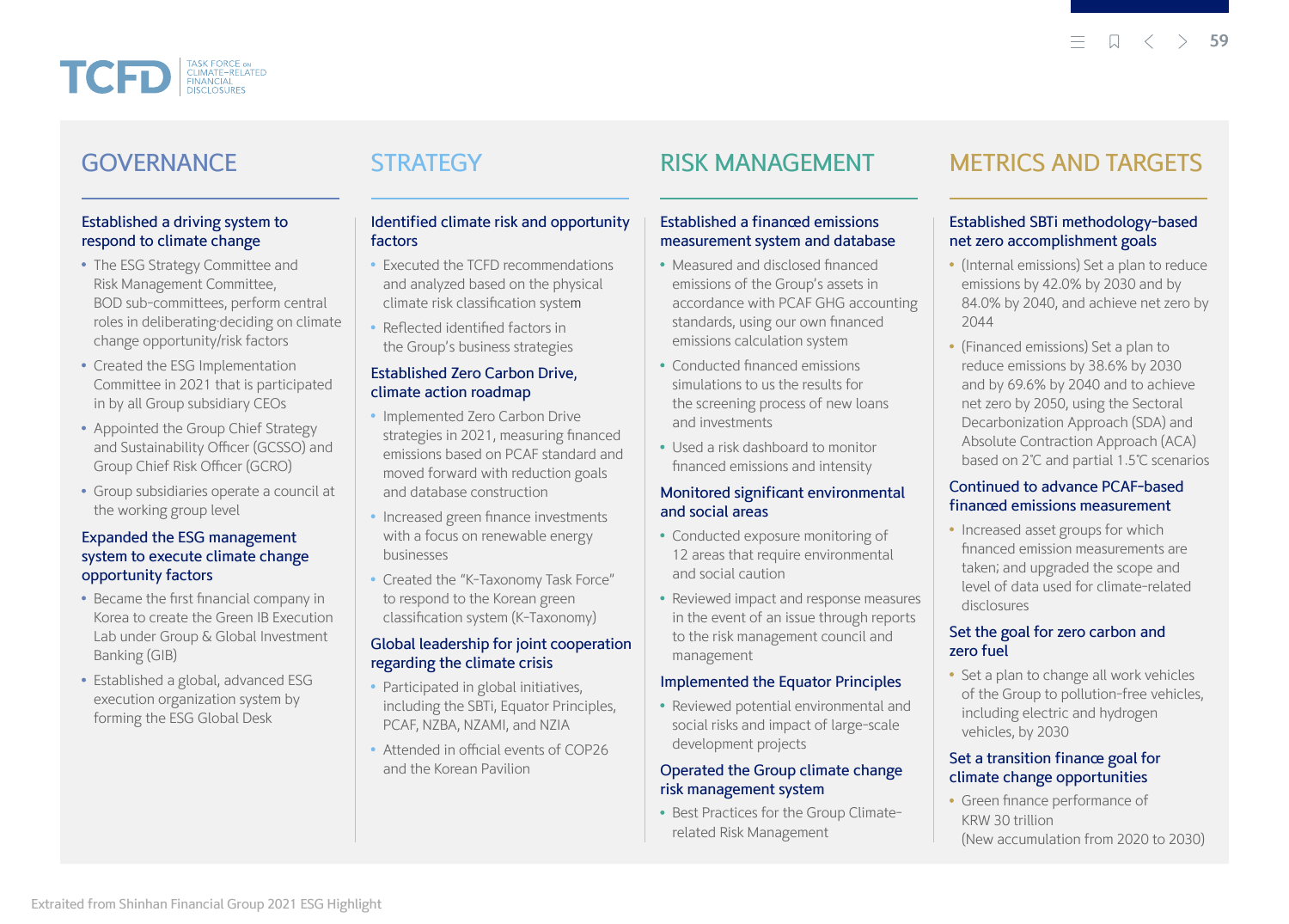TCFD | TASK FORCE ON CLIMATE-RELATED FINANCIAL DISCLOSURES

## GOVERNANCE

### Established a driving system to respond to climate change

- The ESG Strategy Committee and Risk Management Committee, BOD sub-committees, perform central roles in deliberating·deciding on climate change opportunity/risk factors
- Created the ESG Implementation Committee in 2021 that is participated in by all Group subsidiary CEOs
- Appointed the Group Chief Strategy and Sustainability Officer (GCSSO) and Group Chief Risk Officer (GCRO)
- Group subsidiaries operate a council at the working group level

### Expanded the ESG management system to execute climate change opportunity factors

- Became the first financial company in Korea to create the Green IB Execution Lab under Group & Global Investment Banking (GIB)
- Established a global, advanced ESG execution organization system by forming the ESG Global Desk

## STRATEGY

### Identified climate risk and opportunity factors

- Executed the TCFD recommendations and analyzed based on the physical climate risk classification system
- Reflected identified factors in the Group's business strategies

### Established Zero Carbon Drive, climate action roadmap

- Implemented Zero Carbon Drive strategies in 2021, measuring financed emissions based on PCAF standard and moved forward with reduction goals and database construction
- Increased green finance investments with a focus on renewable energy businesses
- Created the "K-Taxonomy Task Force" to respond to the Korean green classification system (K-Taxonomy)

### Global leadership for joint cooperation regarding the climate crisis

- Participated in global initiatives, including the SBTi, Equator Principles, PCAF, NZBA, NZAMI, and NZIA
- Attended in official events of COP26 and the Korean Pavilion

## RISK MANAGEMENT

### Established a financed emissions measurement system and database

- Measured and disclosed financed emissions of the Group's assets in accordance with PCAF GHG accounting standards, using our own financed emissions calculation system
- Conducted financed emissions simulations to us the results for the screening process of new loans and investments
- Used a risk dashboard to monitor financed emissions and intensity

### Monitored significant environmental and social areas

- Conducted exposure monitoring of 12 areas that require environmental and social caution
- Reviewed impact and response measures in the event of an issue through reports to the risk management council and management

### Implemented the Equator Principles

- Reviewed potential environmental and social risks and impact of large-scale development projects

### Operated the Group climate change risk management system

- Best Practices for the Group Climate-related Risk Management

## METRICS AND TARGETS

### Established SBTi methodology-based net zero accomplishment goals

- (Internal emissions) Set a plan to reduce emissions by 42.0% by 2030 and by 84.0% by 2040, and achieve net zero by 2044
- (Financed emissions) Set a plan to reduce emissions by 38.6% by 2030 and by 69.6% by 2040 and to achieve net zero by 2050, using the Sectoral Decarbonization Approach (SDA) and Absolute Contraction Approach (ACA) based on 2℃ and partial 1.5℃ scenarios

### Continued to advance PCAF-based financed emissions measurement

- Increased asset groups for which financed emission measurements are taken; and upgraded the scope and level of data used for climate-related disclosures

### Set the goal for zero carbon and zero fuel

- Set a plan to change all work vehicles of the Group to pollution-free vehicles, including electric and hydrogen vehicles, by 2030

### Set a transition finance goal for climate change opportunities

- Green finance performance of KRW 30 trillion (New accumulation from 2020 to 2030)

Extraited from Shinhan Financial Group 2021 ESG Highlight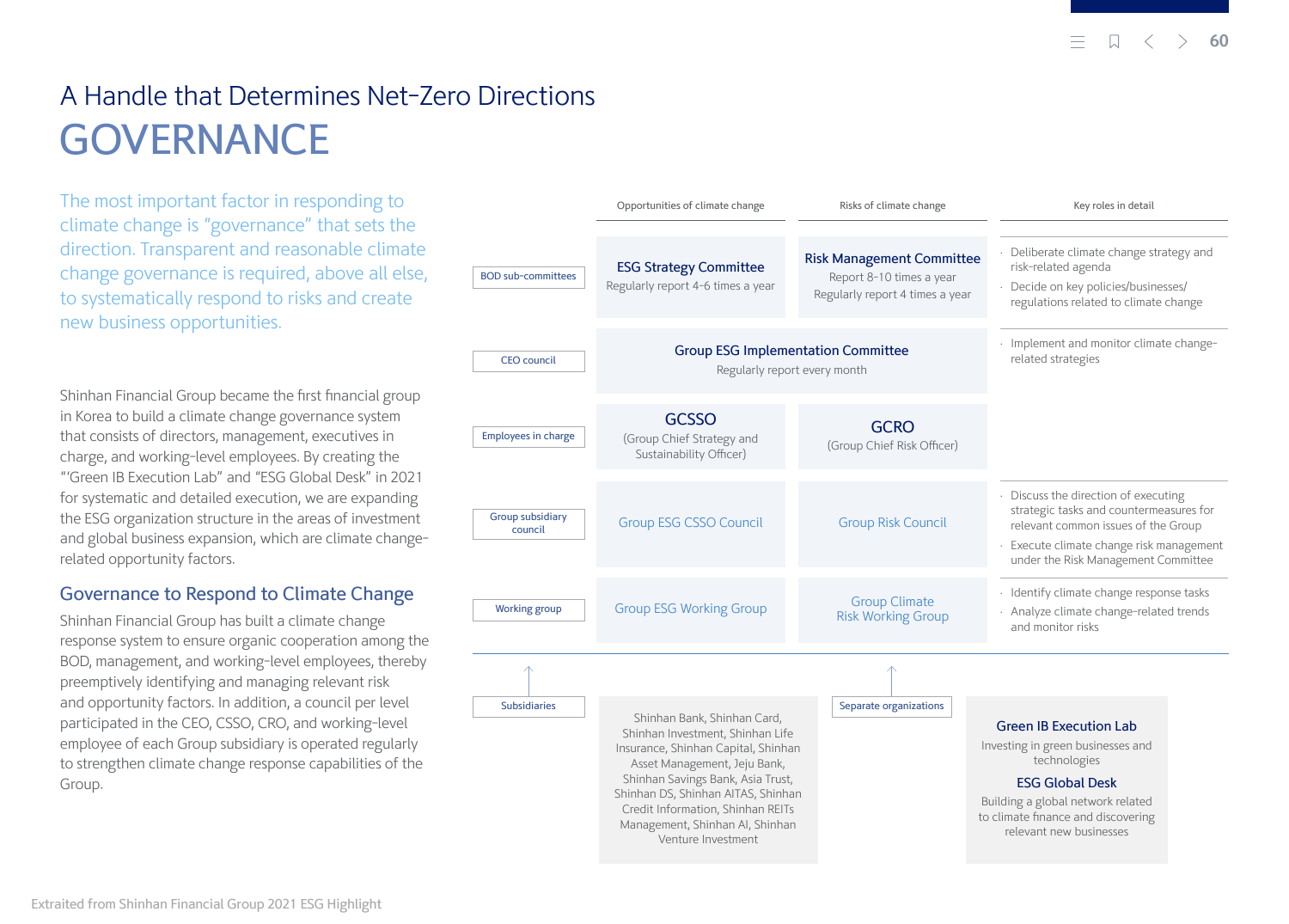# A Handle that Determines Net-Zero Directions

# GOVERNANCE

The most important factor in responding to climate change is "governance" that sets the direction. Transparent and reasonable climate change governance is required, above all else, to systematically respond to risks and create new business opportunities.

Shinhan Financial Group became the first financial group in Korea to build a climate change governance system that consists of directors, management, executives in charge, and working-level employees. By creating the "'Green IB Execution Lab" and "ESG Global Desk" in 2021 for systematic and detailed execution, we are expanding the ESG organization structure in the areas of investment and global business expansion, which are climate change-related opportunity factors.

## Governance to Respond to Climate Change

Shinhan Financial Group has built a climate change response system to ensure organic cooperation among the BOD, management, and working-level employees, thereby preemptively identifying and managing relevant risk and opportunity factors. In addition, a council per level participated in the CEO, CSSO, CRO, and working-level employee of each Group subsidiary is operated regularly to strengthen climate change response capabilities of the Group.

| | Opportunities of climate change | Risks of climate change | Key roles in detail |
|---|---|---|---|
| BOD sub-committees | **ESG Strategy Committee** Regularly report 4-6 times a year | **Risk Management Committee** Report 8-10 times a year Regularly report 4 times a year | · Deliberate climate change strategy and risk-related agenda<br>· Decide on key policies/businesses/ regulations related to climate change |
| CEO council | **Group ESG Implementation Committee** Regularly report every month | | · Implement and monitor climate change-related strategies |
| Employees in charge | **GCSSO** (Group Chief Strategy and Sustainability Officer) | **GCRO** (Group Chief Risk Officer) | |
| Group subsidiary council | Group ESG CSSO Council | Group Risk Council | · Discuss the direction of executing strategic tasks and countermeasures for relevant common issues of the Group<br>· Execute climate change risk management under the Risk Management Committee |
| Working group | Group ESG Working Group | Group Climate Risk Working Group | · Identify climate change response tasks<br>· Analyze climate change-related trends and monitor risks |

**Subsidiaries**

Shinhan Bank, Shinhan Card, Shinhan Investment, Shinhan Life Insurance, Shinhan Capital, Shinhan Asset Management, Jeju Bank, Shinhan Savings Bank, Asia Trust, Shinhan DS, Shinhan AITAS, Shinhan Credit Information, Shinhan REITs Management, Shinhan AI, Shinhan Venture Investment

**Separate organizations**

**Green IB Execution Lab**
Investing in green businesses and technologies

**ESG Global Desk**
Building a global network related to climate finance and discovering relevant new businesses

Extraited from Shinhan Financial Group 2021 ESG Highlight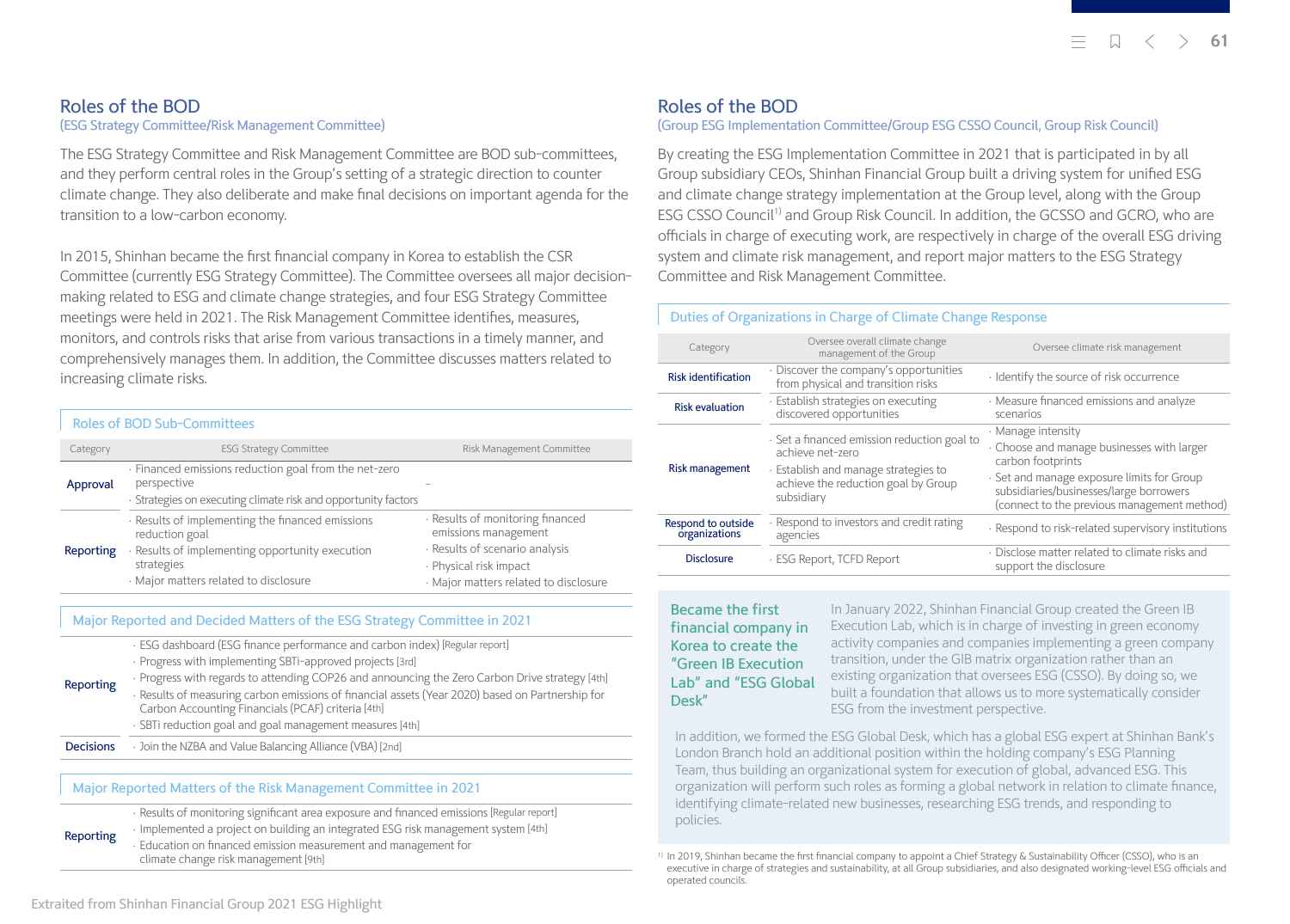## Roles of the BOD

### (ESG Strategy Committee/Risk Management Committee)

The ESG Strategy Committee and Risk Management Committee are BOD sub-committees, and they perform central roles in the Group's setting of a strategic direction to counter climate change. They also deliberate and make final decisions on important agenda for the transition to a low-carbon economy.

In 2015, Shinhan became the first financial company in Korea to establish the CSR Committee (currently ESG Strategy Committee). The Committee oversees all major decision-making related to ESG and climate change strategies, and four ESG Strategy Committee meetings were held in 2021. The Risk Management Committee identifies, measures, monitors, and controls risks that arise from various transactions in a timely manner, and comprehensively manages them. In addition, the Committee discusses matters related to increasing climate risks.

#### Roles of BOD Sub-Committees

| Category | ESG Strategy Committee | Risk Management Committee |
|---|---|---|
| Approval | · Financed emissions reduction goal from the net-zero perspective<br>· Strategies on executing climate risk and opportunity factors | - |
| Reporting | · Results of implementing the financed emissions reduction goal<br>· Results of implementing opportunity execution strategies<br>· Major matters related to disclosure | · Results of monitoring financed emissions management<br>· Results of scenario analysis<br>· Physical risk impact<br>· Major matters related to disclosure |

#### Major Reported and Decided Matters of the ESG Strategy Committee in 2021

| | |
|---|---|
| Reporting | · ESG dashboard (ESG finance performance and carbon index) [Regular report]<br>· Progress with implementing SBTi-approved projects [3rd]<br>· Progress with regards to attending COP26 and announcing the Zero Carbon Drive strategy [4th]<br>· Results of measuring carbon emissions of financial assets (Year 2020) based on Partnership for Carbon Accounting Financials (PCAF) criteria [4th]<br>· SBTi reduction goal and goal management measures [4th] |
| Decisions | · Join the NZBA and Value Balancing Alliance (VBA) [2nd] |

#### Major Reported Matters of the Risk Management Committee in 2021

| | |
|---|---|
| Reporting | · Results of monitoring significant area exposure and financed emissions [Regular report]<br>· Implemented a project on building an integrated ESG risk management system [4th]<br>· Education on financed emission measurement and management for climate change risk management [9th] |

## Roles of the BOD

### (Group ESG Implementation Committee/Group ESG CSSO Council, Group Risk Council)

By creating the ESG Implementation Committee in 2021 that is participated in by all Group subsidiary CEOs, Shinhan Financial Group built a driving system for unified ESG and climate change strategy implementation at the Group level, along with the Group ESG CSSO Council[1] and Group Risk Council. In addition, the GCSSO and GCRO, who are officials in charge of executing work, are respectively in charge of the overall ESG driving system and climate risk management, and report major matters to the ESG Strategy Committee and Risk Management Committee.

#### Duties of Organizations in Charge of Climate Change Response

| Category | Oversee overall climate change management of the Group | Oversee climate risk management |
|---|---|---|
| Risk identification | · Discover the company's opportunities from physical and transition risks | · Identify the source of risk occurrence |
| Risk evaluation | · Establish strategies on executing discovered opportunities | · Measure financed emissions and analyze scenarios |
| Risk management | · Set a financed emission reduction goal to achieve net-zero<br>· Establish and manage strategies to achieve the reduction goal by Group subsidiary | · Manage intensity<br>· Choose and manage businesses with larger carbon footprints<br>· Set and manage exposure limits for Group subsidiaries/businesses/large borrowers (connect to the previous management method) |
| Respond to outside organizations | · Respond to investors and credit rating agencies | · Respond to risk-related supervisory institutions |
| Disclosure | · ESG Report, TCFD Report | · Disclose matter related to climate risks and support the disclosure |

**Became the first financial company in Korea to create the "Green IB Execution Lab" and "ESG Global Desk"**

In January 2022, Shinhan Financial Group created the Green IB Execution Lab, which is in charge of investing in green economy activity companies and companies implementing a green company transition, under the GIB matrix organization rather than an existing organization that oversees ESG (CSSO). By doing so, we built a foundation that allows us to more systematically consider ESG from the investment perspective.

In addition, we formed the ESG Global Desk, which has a global ESG expert at Shinhan Bank's London Branch hold an additional position within the holding company's ESG Planning Team, thus building an organizational system for execution of global, advanced ESG. This organization will perform such roles as forming a global network in relation to climate finance, identifying climate-related new businesses, researching ESG trends, and responding to policies.

[1] In 2019, Shinhan became the first financial company to appoint a Chief Strategy & Sustainability Officer (CSSO), who is an executive in charge of strategies and sustainability, at all Group subsidiaries, and also designated working-level ESG officials and operated councils.

Extraited from Shinhan Financial Group 2021 ESG Highlight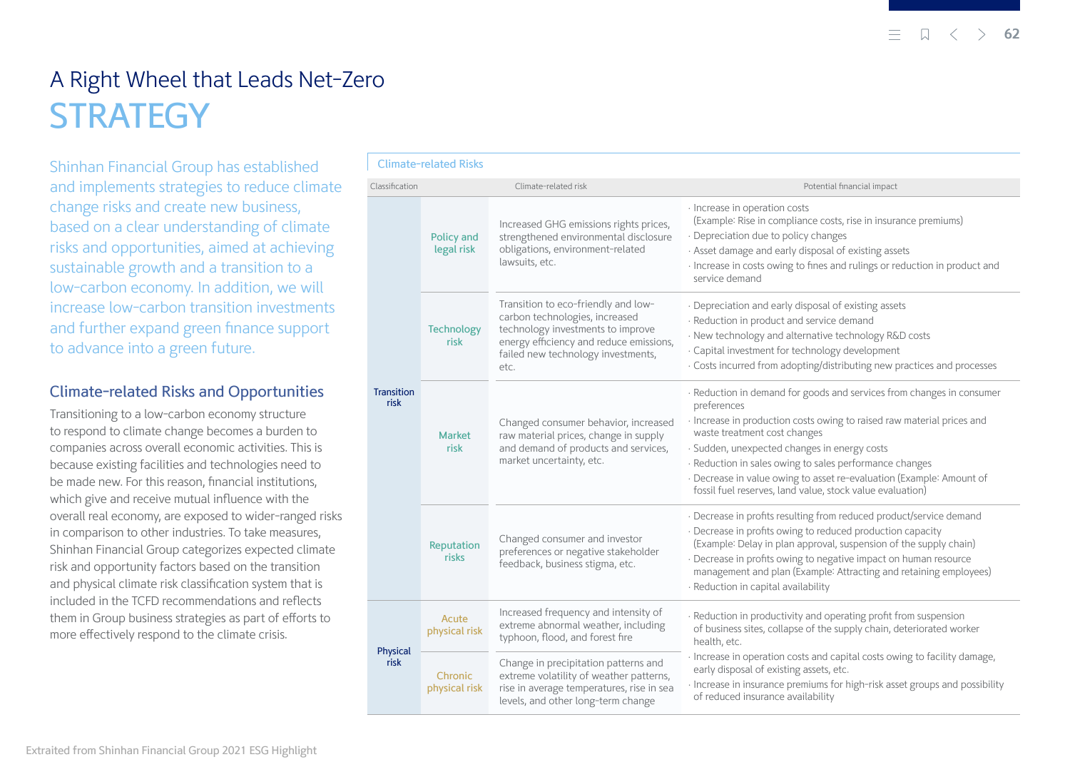# A Right Wheel that Leads Net-Zero

# STRATEGY

Shinhan Financial Group has established and implements strategies to reduce climate change risks and create new business, based on a clear understanding of climate risks and opportunities, aimed at achieving sustainable growth and a transition to a low-carbon economy. In addition, we will increase low-carbon transition investments and further expand green finance support to advance into a green future.

## Climate-related Risks and Opportunities

Transitioning to a low-carbon economy structure to respond to climate change becomes a burden to companies across overall economic activities. This is because existing facilities and technologies need to be made new. For this reason, financial institutions, which give and receive mutual influence with the overall real economy, are exposed to wider-ranged risks in comparison to other industries. To take measures, Shinhan Financial Group categorizes expected climate risk and opportunity factors based on the transition and physical climate risk classification system that is included in the TCFD recommendations and reflects them in Group business strategies as part of efforts to more effectively respond to the climate crisis.

**Climate-related Risks**

| Classification | | Climate-related risk | Potential financial impact |
|---|---|---|---|
| Transition risk | Policy and legal risk | Increased GHG emissions rights prices, strengthened environmental disclosure obligations, environment-related lawsuits, etc. | · Increase in operation costs (Example: Rise in compliance costs, rise in insurance premiums)<br>· Depreciation due to policy changes<br>· Asset damage and early disposal of existing assets<br>· Increase in costs owing to fines and rulings or reduction in product and service demand |
| | Technology risk | Transition to eco-friendly and low-carbon technologies, increased technology investments to improve energy efficiency and reduce emissions, failed new technology investments, etc. | · Depreciation and early disposal of existing assets<br>· Reduction in product and service demand<br>· New technology and alternative technology R&D costs<br>· Capital investment for technology development<br>· Costs incurred from adopting/distributing new practices and processes |
| | Market risk | Changed consumer behavior, increased raw material prices, change in supply and demand of products and services, market uncertainty, etc. | · Reduction in demand for goods and services from changes in consumer preferences<br>· Increase in production costs owing to raised raw material prices and waste treatment cost changes<br>· Sudden, unexpected changes in energy costs<br>· Reduction in sales owing to sales performance changes<br>· Decrease in value owing to asset re-evaluation (Example: Amount of fossil fuel reserves, land value, stock value evaluation) |
| | Reputation risks | Changed consumer and investor preferences or negative stakeholder feedback, business stigma, etc. | · Decrease in profits resulting from reduced product/service demand<br>· Decrease in profits owing to reduced production capacity (Example: Delay in plan approval, suspension of the supply chain)<br>· Decrease in profits owing to negative impact on human resource management and plan (Example: Attracting and retaining employees)<br>· Reduction in capital availability |
| Physical risk | Acute physical risk | Increased frequency and intensity of extreme abnormal weather, including typhoon, flood, and forest fire | · Reduction in productivity and operating profit from suspension of business sites, collapse of the supply chain, deteriorated worker health, etc.<br>· Increase in operation costs and capital costs owing to facility damage, early disposal of existing assets, etc.<br>· Increase in insurance premiums for high-risk asset groups and possibility of reduced insurance availability |
| | Chronic physical risk | Change in precipitation patterns and extreme volatility of weather patterns, rise in average temperatures, rise in sea levels, and other long-term change | |

Extraited from Shinhan Financial Group 2021 ESG Highlight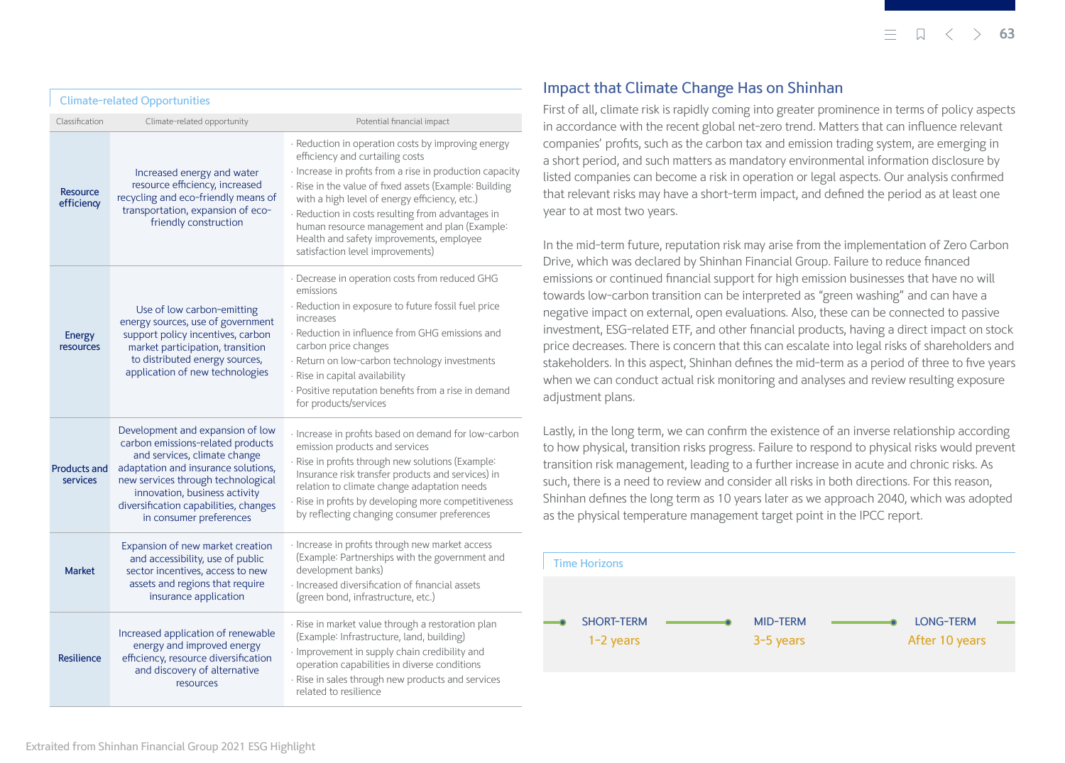## Climate-related Opportunities

| Classification | Climate-related opportunity | Potential financial impact |
|---|---|---|
| Resource efficiency | Increased energy and water resource efficiency, increased recycling and eco-friendly means of transportation, expansion of eco-friendly construction | · Reduction in operation costs by improving energy efficiency and curtailing costs<br>· Increase in profits from a rise in production capacity<br>· Rise in the value of fixed assets (Example: Building with a high level of energy efficiency, etc.)<br>· Reduction in costs resulting from advantages in human resource management and plan (Example: Health and safety improvements, employee satisfaction level improvements) |
| Energy resources | Use of low carbon-emitting energy sources, use of government support policy incentives, carbon market participation, transition to distributed energy sources, application of new technologies | · Decrease in operation costs from reduced GHG emissions<br>· Reduction in exposure to future fossil fuel price increases<br>· Reduction in influence from GHG emissions and carbon price changes<br>· Return on low-carbon technology investments<br>· Rise in capital availability<br>· Positive reputation benefits from a rise in demand for products/services |
| Products and services | Development and expansion of low carbon emissions-related products and services, climate change adaptation and insurance solutions, new services through technological innovation, business activity diversification capabilities, changes in consumer preferences | · Increase in profits based on demand for low-carbon emission products and services<br>· Rise in profits through new solutions (Example: Insurance risk transfer products and services) in relation to climate change adaptation needs<br>· Rise in profits by developing more competitiveness by reflecting changing consumer preferences |
| Market | Expansion of new market creation and accessibility, use of public sector incentives, access to new assets and regions that require insurance application | · Increase in profits through new market access (Example: Partnerships with the government and development banks)<br>· Increased diversification of financial assets (green bond, infrastructure, etc.) |
| Resilience | Increased application of renewable energy and improved energy efficiency, resource diversification and discovery of alternative resources | · Rise in market value through a restoration plan (Example: Infrastructure, land, building)<br>· Improvement in supply chain credibility and operation capabilities in diverse conditions<br>· Rise in sales through new products and services related to resilience |

## Impact that Climate Change Has on Shinhan

First of all, climate risk is rapidly coming into greater prominence in terms of policy aspects in accordance with the recent global net-zero trend. Matters that can influence relevant companies' profits, such as the carbon tax and emission trading system, are emerging in a short period, and such matters as mandatory environmental information disclosure by listed companies can become a risk in operation or legal aspects. Our analysis confirmed that relevant risks may have a short-term impact, and defined the period as at least one year to at most two years.

In the mid-term future, reputation risk may arise from the implementation of Zero Carbon Drive, which was declared by Shinhan Financial Group. Failure to reduce financed emissions or continued financial support for high emission businesses that have no will towards low-carbon transition can be interpreted as "green washing" and can have a negative impact on external, open evaluations. Also, these can be connected to passive investment, ESG-related ETF, and other financial products, having a direct impact on stock price decreases. There is concern that this can escalate into legal risks of shareholders and stakeholders. In this aspect, Shinhan defines the mid-term as a period of three to five years when we can conduct actual risk monitoring and analyses and review resulting exposure adjustment plans.

Lastly, in the long term, we can confirm the existence of an inverse relationship according to how physical, transition risks progress. Failure to respond to physical risks would prevent transition risk management, leading to a further increase in acute and chronic risks. As such, there is a need to review and consider all risks in both directions. For this reason, Shinhan defines the long term as 10 years later as we approach 2040, which was adopted as the physical temperature management target point in the IPCC report.

### Time Horizons

| SHORT-TERM | MID-TERM | LONG-TERM |
|---|---|---|
| 1-2 years | 3-5 years | After 10 years |

Extraited from Shinhan Financial Group 2021 ESG Highlight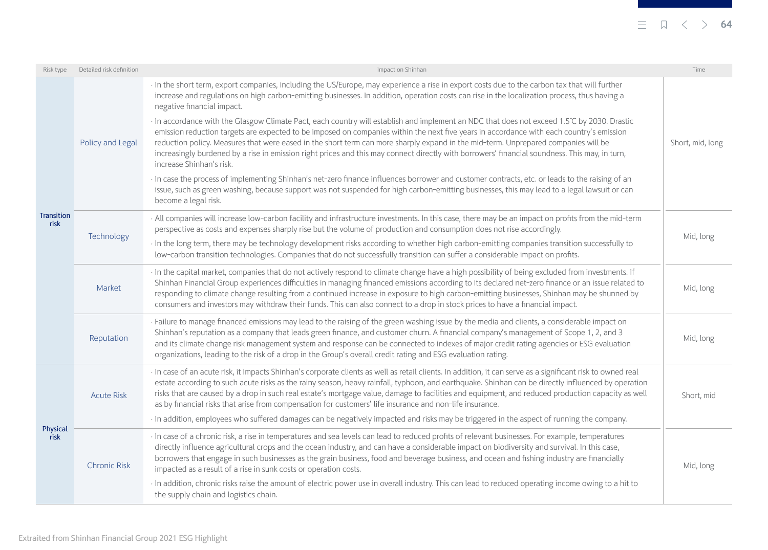| Risk type | Detailed risk definition | Impact on Shinhan | Time |
|---|---|---|---|
| Transition risk | Policy and Legal | · In the short term, export companies, including the US/Europe, may experience a rise in export costs due to the carbon tax that will further increase and regulations on high carbon-emitting businesses. In addition, operation costs can rise in the localization process, thus having a negative financial impact.<br>· In accordance with the Glasgow Climate Pact, each country will establish and implement an NDC that does not exceed 1.5℃ by 2030. Drastic emission reduction targets are expected to be imposed on companies within the next five years in accordance with each country's emission reduction policy. Measures that were eased in the short term can more sharply expand in the mid-term. Unprepared companies will be increasingly burdened by a rise in emission right prices and this may connect directly with borrowers' financial soundness. This may, in turn, increase Shinhan's risk.<br>· In case the process of implementing Shinhan's net-zero finance influences borrower and customer contracts, etc. or leads to the raising of an issue, such as green washing, because support was not suspended for high carbon-emitting businesses, this may lead to a legal lawsuit or can become a legal risk. | Short, mid, long |
| | Technology | · All companies will increase low-carbon facility and infrastructure investments. In this case, there may be an impact on profits from the mid-term perspective as costs and expenses sharply rise but the volume of production and consumption does not rise accordingly.<br>· In the long term, there may be technology development risks according to whether high carbon-emitting companies transition successfully to low-carbon transition technologies. Companies that do not successfully transition can suffer a considerable impact on profits. | Mid, long |
| | Market | · In the capital market, companies that do not actively respond to climate change have a high possibility of being excluded from investments. If Shinhan Financial Group experiences difficulties in managing financed emissions according to its declared net-zero finance or an issue related to responding to climate change resulting from a continued increase in exposure to high carbon-emitting businesses, Shinhan may be shunned by consumers and investors may withdraw their funds. This can also connect to a drop in stock prices to have a financial impact. | Mid, long |
| | Reputation | · Failure to manage financed emissions may lead to the raising of the green washing issue by the media and clients, a considerable impact on Shinhan's reputation as a company that leads green finance, and customer churn. A financial company's management of Scope 1, 2, and 3 and its climate change risk management system and response can be connected to indexes of major credit rating agencies or ESG evaluation organizations, leading to the risk of a drop in the Group's overall credit rating and ESG evaluation rating. | Mid, long |
| Physical risk | Acute Risk | · In case of an acute risk, it impacts Shinhan's corporate clients as well as retail clients. In addition, it can serve as a significant risk to owned real estate according to such acute risks as the rainy season, heavy rainfall, typhoon, and earthquake. Shinhan can be directly influenced by operation risks that are caused by a drop in such real estate's mortgage value, damage to facilities and equipment, and reduced production capacity as well as by financial risks that arise from compensation for customers' life insurance and non-life insurance.<br>· In addition, employees who suffered damages can be negatively impacted and risks may be triggered in the aspect of running the company. | Short, mid |
| | Chronic Risk | · In case of a chronic risk, a rise in temperatures and sea levels can lead to reduced profits of relevant businesses. For example, temperatures directly influence agricultural crops and the ocean industry, and can have a considerable impact on biodiversity and survival. In this case, borrowers that engage in such businesses as the grain business, food and beverage business, and ocean and fishing industry are financially impacted as a result of a rise in sunk costs or operation costs.<br>· In addition, chronic risks raise the amount of electric power use in overall industry. This can lead to reduced operating income owing to a hit to the supply chain and logistics chain. | Mid, long |

Extraited from Shinhan Financial Group 2021 ESG Highlight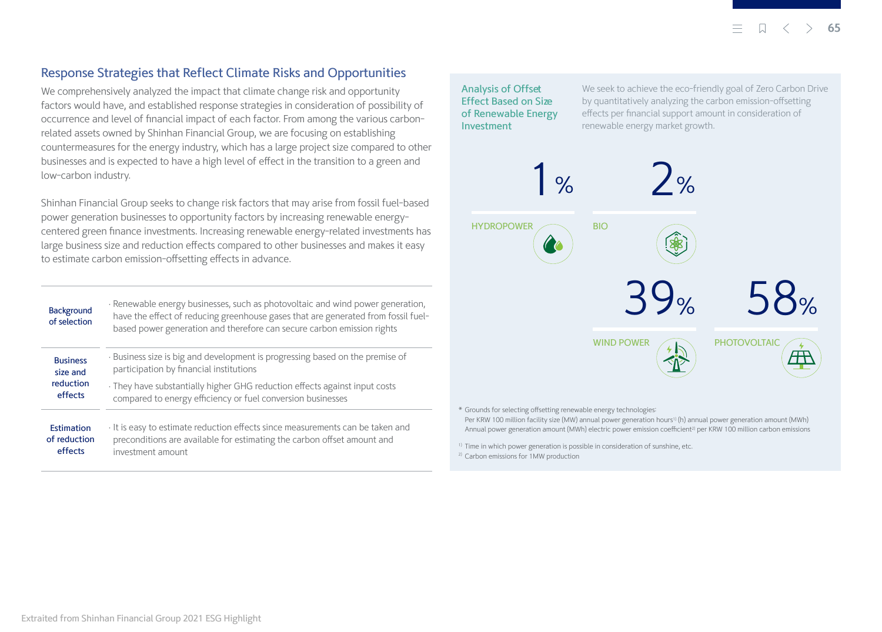## Response Strategies that Reflect Climate Risks and Opportunities

We comprehensively analyzed the impact that climate change risk and opportunity factors would have, and established response strategies in consideration of possibility of occurrence and level of financial impact of each factor. From among the various carbon-related assets owned by Shinhan Financial Group, we are focusing on establishing countermeasures for the energy industry, which has a large project size compared to other businesses and is expected to have a high level of effect in the transition to a green and low-carbon industry.

Shinhan Financial Group seeks to change risk factors that may arise from fossil fuel-based power generation businesses to opportunity factors by increasing renewable energy-centered green finance investments. Increasing renewable energy-related investments has large business size and reduction effects compared to other businesses and makes it easy to estimate carbon emission-offsetting effects in advance.

| | |
|---|---|
| Background of selection | · Renewable energy businesses, such as photovoltaic and wind power generation, have the effect of reducing greenhouse gases that are generated from fossil fuel-based power generation and therefore can secure carbon emission rights |
| Business size and reduction effects | · Business size is big and development is progressing based on the premise of participation by financial institutions<br>· They have substantially higher GHG reduction effects against input costs compared to energy efficiency or fuel conversion businesses |
| Estimation of reduction effects | · It is easy to estimate reduction effects since measurements can be taken and preconditions are available for estimating the carbon offset amount and investment amount |

### Analysis of Offset Effect Based on Size of Renewable Energy Investment

We seek to achieve the eco-friendly goal of Zero Carbon Drive by quantitatively analyzing the carbon emission-offsetting effects per financial support amount in consideration of renewable energy market growth.

| Technology | Share |
|---|---|
| HYDROPOWER | 1% |
| BIO | 2% |
| WIND POWER | 39% |
| PHOTOVOLTAIC | 58% |

\* Grounds for selecting offsetting renewable energy technologies:
Per KRW 100 million facility size (MW) annual power generation hours[1] (h) annual power generation amount (MWh)
Annual power generation amount (MWh) electric power emission coefficient[2] per KRW 100 million carbon emissions

[1] Time in which power generation is possible in consideration of sunshine, etc.
[2] Carbon emissions for 1MW production

Extraited from Shinhan Financial Group 2021 ESG Highlight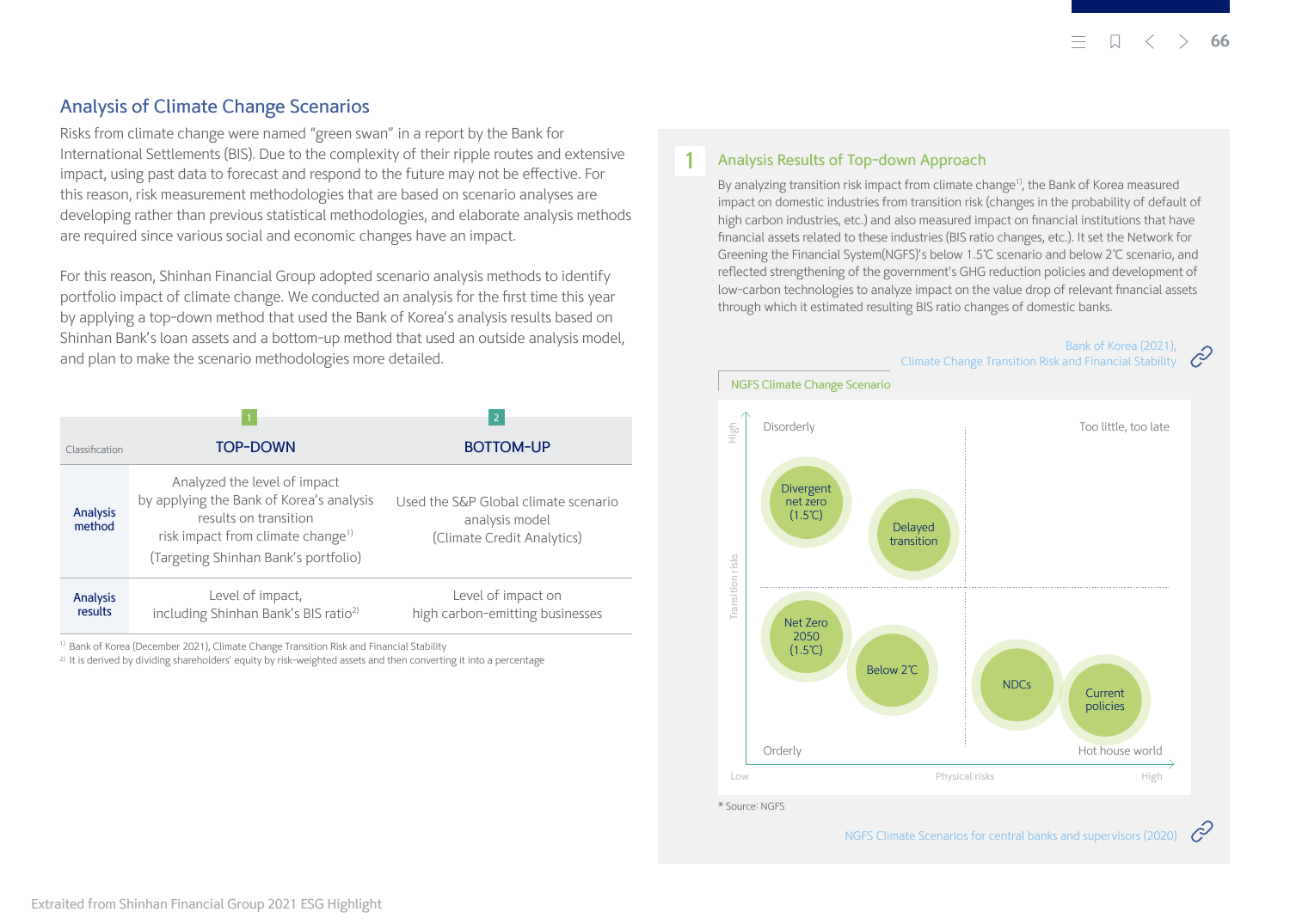## Analysis of Climate Change Scenarios

Risks from climate change were named “green swan” in a report by the Bank for International Settlements (BIS). Due to the complexity of their ripple routes and extensive impact, using past data to forecast and respond to the future may not be effective. For this reason, risk measurement methodologies that are based on scenario analyses are developing rather than previous statistical methodologies, and elaborate analysis methods are required since various social and economic changes have an impact.

For this reason, Shinhan Financial Group adopted scenario analysis methods to identify portfolio impact of climate change. We conducted an analysis for the first time this year by applying a top-down method that used the Bank of Korea’s analysis results based on Shinhan Bank’s loan assets and a bottom-up method that used an outside analysis model, and plan to make the scenario methodologies more detailed.

| Classification | 1 TOP-DOWN | 2 BOTTOM-UP |
|---|---|---|
| Analysis method | Analyzed the level of impact by applying the Bank of Korea’s analysis results on transition risk impact from climate change[1] (Targeting Shinhan Bank’s portfolio) | Used the S&P Global climate scenario analysis model (Climate Credit Analytics) |
| Analysis results | Level of impact, including Shinhan Bank’s BIS ratio[2] | Level of impact on high carbon-emitting businesses |

[1] Bank of Korea (December 2021), Climate Change Transition Risk and Financial Stability

[2] It is derived by dividing shareholders’ equity by risk-weighted assets and then converting it into a percentage

### 1 Analysis Results of Top-down Approach

By analyzing transition risk impact from climate change[1], the Bank of Korea measured impact on domestic industries from transition risk (changes in the probability of default of high carbon industries, etc.) and also measured impact on financial assets related to these industries (BIS ratio changes, etc.). It set the Network for Greening the Financial System(NGFS)’s below 1.5℃ scenario and below 2℃ scenario, and reflected strengthening of the government’s GHG reduction policies and development of low-carbon technologies to analyze impact on the value drop of relevant financial assets through which it estimated resulting BIS ratio changes of domestic banks.

Bank of Korea (2021), Climate Change Transition Risk and Financial Stability

NGFS Climate Change Scenario

| Transition risks \ Physical risks | Low | High |
|---|---|---|
| High | **Disorderly**: Divergent net zero (1.5℃), Delayed transition | **Too little, too late** |
| Low | **Orderly**: Net Zero 2050 (1.5℃), Below 2℃ | **Hot house world**: NDCs, Current policies |

* Source: NGFS

NGFS Climate Scenarios for central banks and supervisors (2020)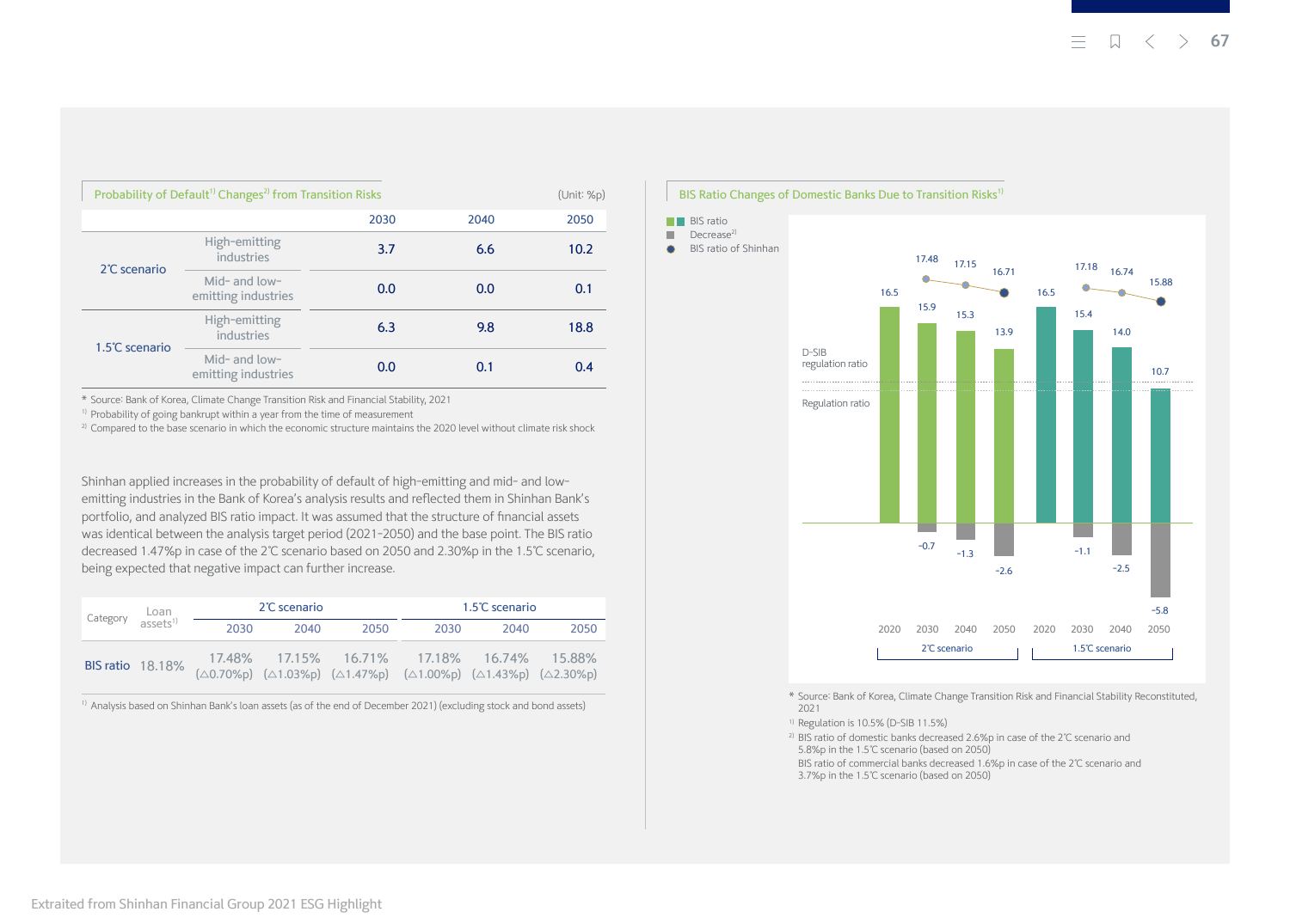### Probability of Default[1] Changes[2] from Transition Risks

(Unit: %p)

| | | 2030 | 2040 | 2050 |
|---|---|---|---|---|
| 2℃ scenario | High-emitting industries | 3.7 | 6.6 | 10.2 |
| | Mid- and low-emitting industries | 0.0 | 0.0 | 0.1 |
| 1.5℃ scenario | High-emitting industries | 6.3 | 9.8 | 18.8 |
| | Mid- and low-emitting industries | 0.0 | 0.1 | 0.4 |

* Source: Bank of Korea, Climate Change Transition Risk and Financial Stability, 2021

[1] Probability of going bankrupt within a year from the time of measurement

[2] Compared to the base scenario in which the economic structure maintains the 2020 level without climate risk shock

Shinhan applied increases in the probability of default of high-emitting and mid- and low-emitting industries in the Bank of Korea's analysis results and reflected them in Shinhan Bank's portfolio, and analyzed BIS ratio impact. It was assumed that the structure of financial assets was identical between the analysis target period (2021-2050) and the base point. The BIS ratio decreased 1.47%p in case of the 2℃ scenario based on 2050 and 2.30%p in the 1.5℃ scenario, being expected that negative impact can further increase.

| Category | Loan assets[1] | 2℃ scenario | | | 1.5℃ scenario | | |
|---|---|---|---|---|---|---|---|
| | | 2030 | 2040 | 2050 | 2030 | 2040 | 2050 |
| BIS ratio | 18.18% | 17.48% (△0.70%p) | 17.15% (△1.03%p) | 16.71% (△1.47%p) | 17.18% (△1.00%p) | 16.74% (△1.43%p) | 15.88% (△2.30%p) |

[1] Analysis based on Shinhan Bank's loan assets (as of the end of December 2021) (excluding stock and bond assets)

### BIS Ratio Changes of Domestic Banks Due to Transition Risks[1]

Legend: BIS ratio; Decrease[2]; BIS ratio of Shinhan

| Scenario | Year | BIS ratio | Decrease | BIS ratio of Shinhan |
|---|---|---|---|---|
| 2℃ scenario | 2020 | 16.5 | | |
| | 2030 | 15.9 | -0.7 | 17.48 |
| | 2040 | 15.3 | -1.3 | 17.15 |
| | 2050 | 13.9 | -2.6 | 16.71 |
| 1.5℃ scenario | 2020 | 16.5 | | |
| | 2030 | 15.4 | -1.1 | 17.18 |
| | 2040 | 14.0 | -2.5 | 16.74 |
| | 2050 | 10.7 | -5.8 | 15.88 |

Reference lines: D-SIB regulation ratio; Regulation ratio

* Source: Bank of Korea, Climate Change Transition Risk and Financial Stability Reconstituted, 2021

[1] Regulation is 10.5% (D-SIB 11.5%)

[2] BIS ratio of domestic banks decreased 2.6%p in case of the 2℃ scenario and 5.8%p in the 1.5℃ scenario (based on 2050)
BIS ratio of commercial banks decreased 1.6%p in case of the 2℃ scenario and 3.7%p in the 1.5℃ scenario (based on 2050)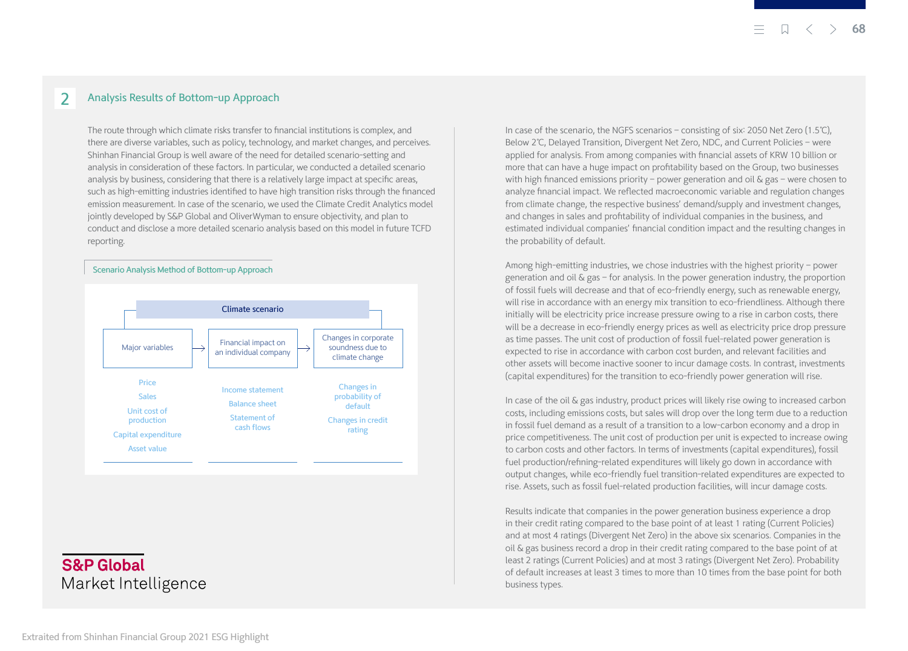## 2 Analysis Results of Bottom-up Approach

The route through which climate risks transfer to financial institutions is complex, and there are diverse variables, such as policy, technology, and market changes, and perceives. Shinhan Financial Group is well aware of the need for detailed scenario-setting and analysis in consideration of these factors. In particular, we conducted a detailed scenario analysis by business, considering that there is a relatively large impact at specific areas, such as high-emitting industries identified to have high transition risks through the financed emission measurement. In case of the scenario, we used the Climate Credit Analytics model jointly developed by S&P Global and OliverWyman to ensure objectivity, and plan to conduct and disclose a more detailed scenario analysis based on this model in future TCFD reporting.

### Scenario Analysis Method of Bottom-up Approach

Climate scenario

| Major variables → | Financial impact on an individual company → | Changes in corporate soundness due to climate change |
|---|---|---|
| Price<br>Sales<br>Unit cost of production<br>Capital expenditure<br>Asset value | Income statement<br>Balance sheet<br>Statement of cash flows | Changes in probability of default<br>Changes in credit rating |

S&P Global Market Intelligence

In case of the scenario, the NGFS scenarios – consisting of six: 2050 Net Zero (1.5℃), Below 2℃, Delayed Transition, Divergent Net Zero, NDC, and Current Policies – were applied for analysis. From among companies with financial assets of KRW 10 billion or more that can have a huge impact on profitability based on the Group, two businesses with high financed emissions priority – power generation and oil & gas – were chosen to analyze financial impact. We reflected macroeconomic variable and regulation changes from climate change, the respective business' demand/supply and investment changes, and changes in sales and profitability of individual companies in the business, and estimated individual companies' financial condition impact and the resulting changes in the probability of default.

Among high-emitting industries, we chose industries with the highest priority – power generation and oil & gas – for analysis. In the power generation industry, the proportion of fossil fuels will decrease and that of eco-friendly energy, such as renewable energy, will rise in accordance with an energy mix transition to eco-friendliness. Although there initially will be electricity price increase pressure owing to a rise in carbon costs, there will be a decrease in eco-friendly energy prices as well as electricity price drop pressure as time passes. The unit cost of production of fossil fuel-related power generation is expected to rise in accordance with carbon cost burden, and relevant facilities and other assets will become inactive sooner to incur damage costs. In contrast, investments (capital expenditures) for the transition to eco-friendly power generation will rise.

In case of the oil & gas industry, product prices will likely rise owing to increased carbon costs, including emissions costs, but sales will drop over the long term due to a reduction in fossil fuel demand as a result of a transition to a low-carbon economy and a drop in price competitiveness. The unit cost of production per unit is expected to increase owing to carbon costs and other factors. In terms of investments (capital expenditures), fossil fuel production/refining-related expenditures will likely go down in accordance with output changes, while eco-friendly fuel transition-related expenditures are expected to rise. Assets, such as fossil fuel-related production facilities, will incur damage costs.

Results indicate that companies in the power generation business experience a drop in their credit rating compared to the base point of at least 1 rating (Current Policies) and at most 4 ratings (Divergent Net Zero) in the above six scenarios. Companies in the oil & gas business record a drop in their credit rating compared to the base point of at least 2 ratings (Current Policies) and at most 3 ratings (Divergent Net Zero). Probability of default increases at least 3 times to more than 10 times from the base point for both business types.

Extraited from Shinhan Financial Group 2021 ESG Highlight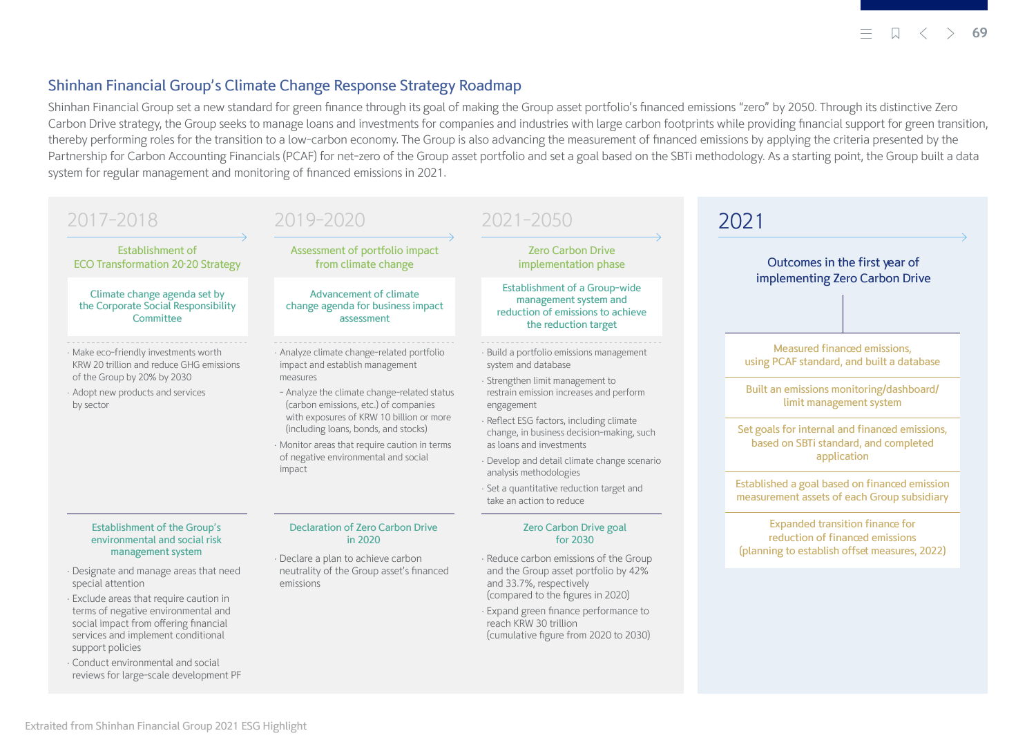## Shinhan Financial Group's Climate Change Response Strategy Roadmap

Shinhan Financial Group set a new standard for green finance through its goal of making the Group asset portfolio's financed emissions "zero" by 2050. Through its distinctive Zero Carbon Drive strategy, the Group seeks to manage loans and investments for companies and industries with large carbon footprints while providing financial support for green transition, thereby performing roles for the transition to a low-carbon economy. The Group is also advancing the measurement of financed emissions by applying the criteria presented by the Partnership for Carbon Accounting Financials (PCAF) for net-zero of the Group asset portfolio and set a goal based on the SBTi methodology. As a starting point, the Group built a data system for regular management and monitoring of financed emissions in 2021.

### 2017-2018

**Establishment of ECO Transformation 20·20 Strategy**

Climate change agenda set by the Corporate Social Responsibility Committee

- Make eco-friendly investments worth KRW 20 trillion and reduce GHG emissions of the Group by 20% by 2030
- Adopt new products and services by sector

**Establishment of the Group's environmental and social risk management system**

- Designate and manage areas that need special attention
- Exclude areas that require caution in terms of negative environmental and social impact from offering financial services and implement conditional support policies
- Conduct environmental and social reviews for large-scale development PF

### 2019-2020

**Assessment of portfolio impact from climate change**

Advancement of climate change agenda for business impact assessment

- Analyze climate change-related portfolio impact and establish management measures
  - Analyze the climate change-related status (carbon emissions, etc.) of companies with exposures of KRW 10 billion or more (including loans, bonds, and stocks)
- Monitor areas that require caution in terms of negative environmental and social impact

**Declaration of Zero Carbon Drive in 2020**

- Declare a plan to achieve carbon neutrality of the Group asset's financed emissions

### 2021-2050

**Zero Carbon Drive implementation phase**

Establishment of a Group-wide management system and reduction of emissions to achieve the reduction target

- Build a portfolio emissions management system and database
- Strengthen limit management to restrain emission increases and perform engagement
- Reflect ESG factors, including climate change, in business decision-making, such as loans and investments
- Develop and detail climate change scenario analysis methodologies
- Set a quantitative reduction target and take an action to reduce

**Zero Carbon Drive goal for 2030**

- Reduce carbon emissions of the Group and the Group asset portfolio by 42% and 33.7%, respectively (compared to the figures in 2020)
- Expand green finance performance to reach KRW 30 trillion (cumulative figure from 2020 to 2030)

### 2021

**Outcomes in the first year of implementing Zero Carbon Drive**

- Measured financed emissions, using PCAF standard, and built a database
- Built an emissions monitoring/dashboard/limit management system
- Set goals for internal and financed emissions, based on SBTi standard, and completed application
- Established a goal based on financed emission measurement assets of each Group subsidiary
- Expanded transition finance for reduction of financed emissions (planning to establish offset measures, 2022)

Extraited from Shinhan Financial Group 2021 ESG Highlight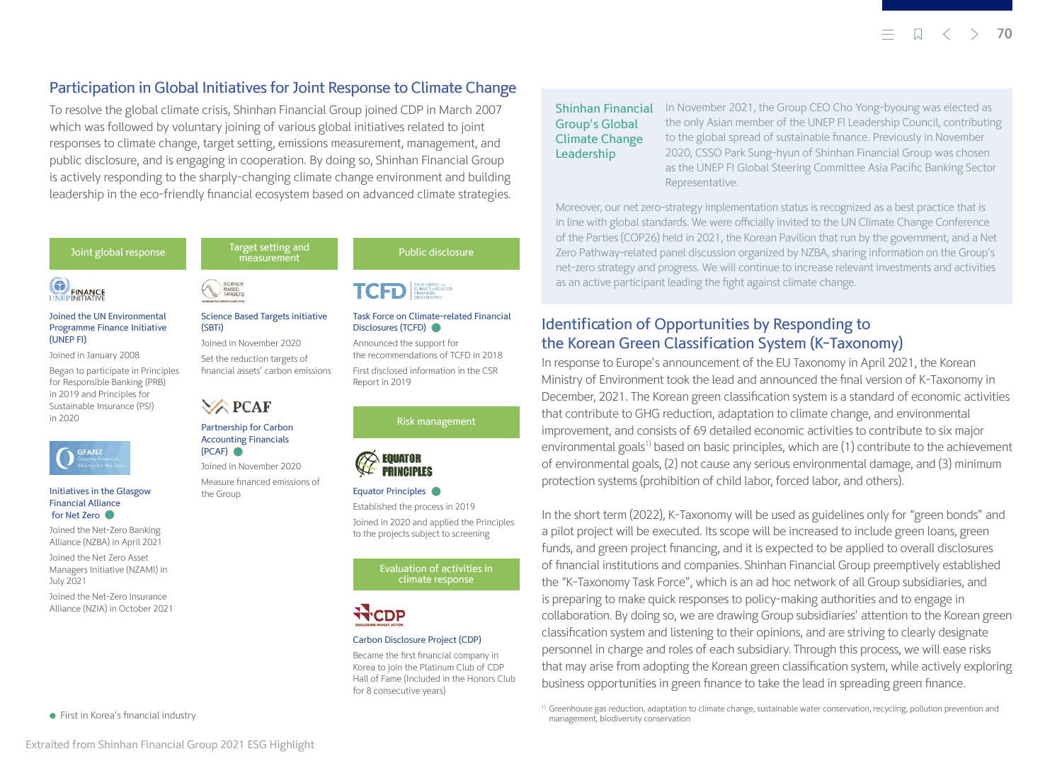## Participation in Global Initiatives for Joint Response to Climate Change

To resolve the global climate crisis, Shinhan Financial Group joined CDP in March 2007 which was followed by voluntary joining of various global initiatives related to joint responses to climate change, target setting, emissions measurement, management, and public disclosure, and is engaging in cooperation. By doing so, Shinhan Financial Group is actively responding to the sharply-changing climate change environment and building leadership in the eco-friendly financial ecosystem based on advanced climate strategies.

### Joint global response

**Joined the UN Environmental Programme Finance Initiative (UNEP FI)**

Joined in January 2008

Began to participate in Principles for Responsible Banking (PRB) in 2019 and Principles for Sustainable Insurance (PSI) in 2020

**Initiatives in the Glasgow Financial Alliance for Net Zero** ●

Joined the Net-Zero Banking Alliance (NZBA) in April 2021

Joined the Net Zero Asset Managers Initiative (NZAMI) in July 2021

Joined the Net-Zero Insurance Alliance (NZIA) in October 2021

### Target setting and measurement

**Science Based Targets initiative (SBTi)**

Joined in November 2020

Set the reduction targets of financial assets' carbon emissions

**Partnership for Carbon Accounting Financials (PCAF)** ●

Joined in November 2020

Measure financed emissions of the Group

### Public disclosure

**Task Force on Climate-related Financial Disclosures (TCFD)** ●

Announced the support for the recommendations of TCFD in 2018

First disclosed information in the CSR Report in 2019

### Risk management

**Equator Principles** ●

Established the process in 2019

Joined in 2020 and applied the Principles to the projects subject to screening

### Evaluation of activities in climate response

**Carbon Disclosure Project (CDP)**

Became the first financial company in Korea to join the Platinum Club of CDP Hall of Fame (Included in the Honors Club for 8 consecutive years)

● First in Korea's financial industry

### Shinhan Financial Group's Global Climate Change Leadership

In November 2021, the Group CEO Cho Yong-byoung was elected as the only Asian member of the UNEP FI Leadership Council, contributing to the global spread of sustainable finance. Previously in November 2020, CSSO Park Sung-hyun of Shinhan Financial Group was chosen as the UNEP FI Global Steering Committee Asia Pacific Banking Sector Representative.

Moreover, our net zero-strategy implementation status is recognized as a best practice that is in line with global standards. We were officially invited to the UN Climate Change Conference of the Parties (COP26) held in 2021, the Korean Pavilion that run by the government, and a Net Zero Pathway-related panel discussion organized by NZBA, sharing information on the Group's net-zero strategy and progress. We will continue to increase relevant investments and activities as an active participant leading the fight against climate change.

## Identification of Opportunities by Responding to the Korean Green Classification System (K-Taxonomy)

In response to Europe's announcement of the EU Taxonomy in April 2021, the Korean Ministry of Environment took the lead and announced the final version of K-Taxonomy in December, 2021. The Korean green classification system is a standard of economic activities that contribute to GHG reduction, adaptation to climate change, and environmental improvement, and consists of 69 detailed economic activities to contribute to six major environmental goals[1] based on basic principles, which are (1) contribute to the achievement of environmental goals, (2) not cause any serious environmental damage, and (3) minimum protection systems (prohibition of child labor, forced labor, and others).

In the short term (2022), K-Taxonomy will be used as guidelines only for "green bonds" and a pilot project will be executed. Its scope will be increased to include green loans, green funds, and green project financing, and it is expected to be applied to overall disclosures of financial institutions and companies. Shinhan Financial Group preemptively established the "K-Taxonomy Task Force", which is an ad hoc network of all Group subsidiaries, and is preparing to make quick responses to policy-making authorities and to engage in collaboration. By doing so, we are drawing Group subsidiaries' attention to the Korean green classification system and listening to their opinions, and are striving to clearly designate personnel in charge and roles of each subsidiary. Through this process, we will ease risks that may arise from adopting the Korean green classification system, while actively exploring business opportunities in green finance to take the lead in spreading green finance.

[1] Greenhouse gas reduction, adaptation to climate change, sustainable water conservation, recycling, pollution prevention and management, biodiversity conservation

Extraited from Shinhan Financial Group 2021 ESG Highlight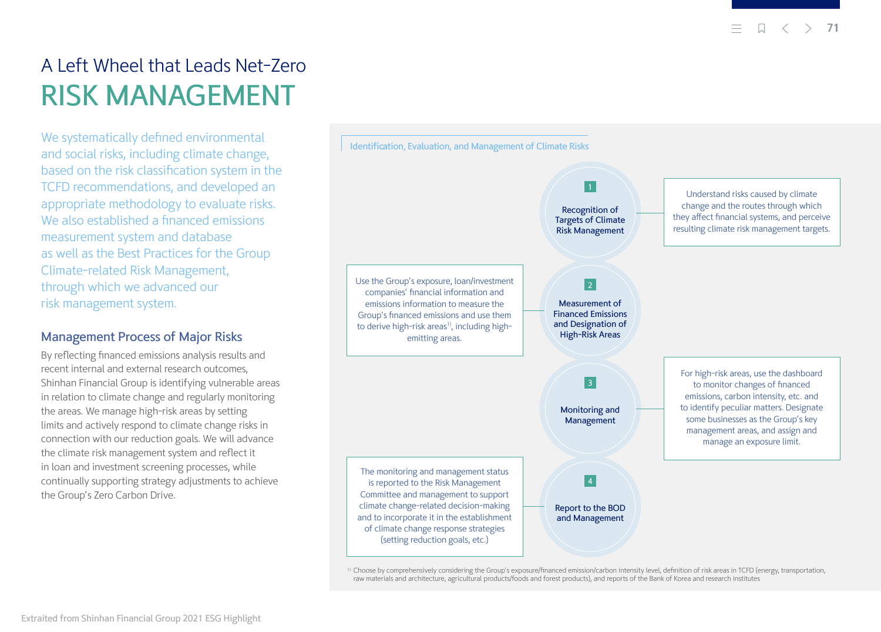A Left Wheel that Leads Net-Zero

# RISK MANAGEMENT

We systematically defined environmental and social risks, including climate change, based on the risk classification system in the TCFD recommendations, and developed an appropriate methodology to evaluate risks. We also established a financed emissions measurement system and database as well as the Best Practices for the Group Climate-related Risk Management, through which we advanced our risk management system.

## Management Process of Major Risks

By reflecting financed emissions analysis results and recent internal and external research outcomes, Shinhan Financial Group is identifying vulnerable areas in relation to climate change and regularly monitoring the areas. We manage high-risk areas by setting limits and actively respond to climate change risks in connection with our reduction goals. We will advance the climate risk management system and reflect it in loan and investment screening processes, while continually supporting strategy adjustments to achieve the Group's Zero Carbon Drive.

### Identification, Evaluation, and Management of Climate Risks

**1 Recognition of Targets of Climate Risk Management**

Understand risks caused by climate change and the routes through which they affect financial systems, and perceive resulting climate risk management targets.

**2 Measurement of Financed Emissions and Designation of High-Risk Areas**

Use the Group's exposure, loan/investment companies' financial information and emissions information to measure the Group's financed emissions and use them to derive high-risk areas[1], including high-emitting areas.

**3 Monitoring and Management**

For high-risk areas, use the dashboard to monitor changes of financed emissions, carbon intensity, etc. and to identify peculiar matters. Designate some businesses as the Group's key management areas, and assign and manage an exposure limit.

**4 Report to the BOD and Management**

The monitoring and management status is reported to the Risk Management Committee and management to support climate change-related decision-making and to incorporate it in the establishment of climate change response strategies (setting reduction goals, etc.)

[1] Choose by comprehensively considering the Group's exposure/financed emission/carbon intensity level, definition of risk areas in TCFD (energy, transportation, raw materials and architecture, agricultural products/foods and forest products), and reports of the Bank of Korea and research institutes

Extraited from Shinhan Financial Group 2021 ESG Highlight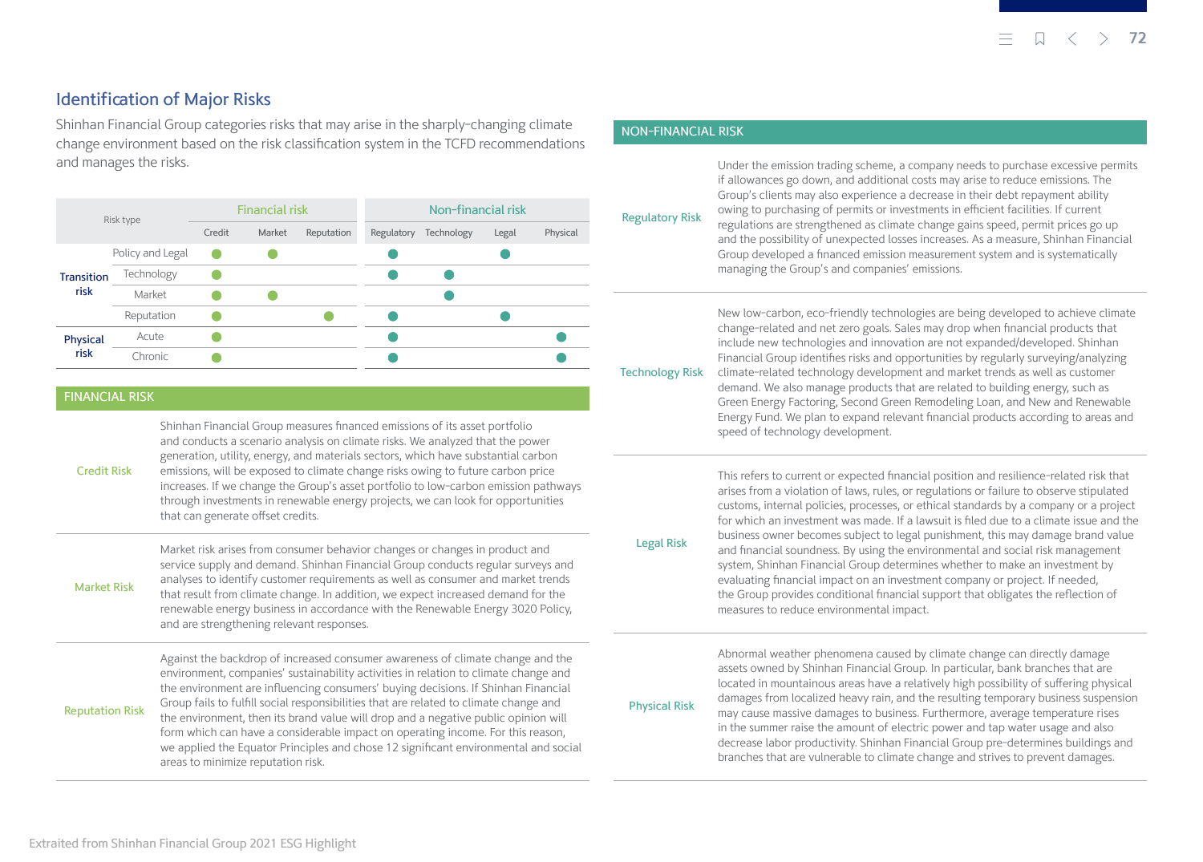## Identification of Major Risks

Shinhan Financial Group categories risks that may arise in the sharply-changing climate change environment based on the risk classification system in the TCFD recommendations and manages the risks.

| Risk type | | Financial risk | | | Non-financial risk | | | |
|---|---|---|---|---|---|---|---|---|
| | | Credit | Market | Reputation | Regulatory | Technology | Legal | Physical |
| Transition risk | Policy and Legal | ● | ● | | ● | | ● | |
| | Technology | ● | | | ● | ● | | |
| | Market | ● | ● | | | ● | | |
| | Reputation | ● | | ● | ● | | ● | |
| Physical risk | Acute | ● | | | ● | | | ● |
| | Chronic | ● | | | ● | | | ● |

### FINANCIAL RISK

| | |
|---|---|
| Credit Risk | Shinhan Financial Group measures financed emissions of its asset portfolio and conducts a scenario analysis on climate risks. We analyzed that the power generation, utility, energy, and materials sectors, which have substantial carbon emissions, will be exposed to climate change risks owing to future carbon price increases. If we change the Group's asset portfolio to low-carbon emission pathways through investments in renewable energy projects, we can look for opportunities that can generate offset credits. |
| Market Risk | Market risk arises from consumer behavior changes or changes in product and service supply and demand. Shinhan Financial Group conducts regular surveys and analyses to identify customer requirements as well as consumer and market trends that result from climate change. In addition, we expect increased demand for the renewable energy business in accordance with the Renewable Energy 3020 Policy, and are strengthening relevant responses. |
| Reputation Risk | Against the backdrop of increased consumer awareness of climate change and the environment, companies' sustainability activities in relation to climate change and the environment are influencing consumers' buying decisions. If Shinhan Financial Group fails to fulfill social responsibilities that are related to climate change and the environment, then its brand value will drop and a negative public opinion will form which can have a considerable impact on operating income. For this reason, we applied the Equator Principles and chose 12 significant environmental and social areas to minimize reputation risk. |

### NON-FINANCIAL RISK

| | |
|---|---|
| Regulatory Risk | Under the emission trading scheme, a company needs to purchase excessive permits if allowances go down, and additional costs may arise to reduce emissions. The Group's clients may also experience a decrease in their debt repayment ability owing to purchasing of permits or investments in efficient facilities. If current regulations are strengthened as climate change gains speed, permit prices go up and the possibility of unexpected losses increases. As a measure, Shinhan Financial Group developed a financed emission measurement system and is systematically managing the Group's and companies' emissions. |
| Technology Risk | New low-carbon, eco-friendly technologies are being developed to achieve climate change-related and net zero goals. Sales may drop when financial products that include new technologies and innovation are not expanded/developed. Shinhan Financial Group identifies risks and opportunities by regularly surveying/analyzing climate-related technology development and market trends as well as customer demand. We also manage products that are related to building energy, such as Green Energy Factoring, Second Green Remodeling Loan, and New and Renewable Energy Fund. We plan to expand relevant financial products according to areas and speed of technology development. |
| Legal Risk | This refers to current or expected financial position and resilience-related risk that arises from a violation of laws, rules, or regulations or failure to observe stipulated customs, internal policies, processes, or ethical standards by a company or a project for which an investment was made. If a lawsuit is filed due to a climate issue and the business owner becomes subject to legal punishment, this may damage brand value and financial soundness. By using the environmental and social risk management system, Shinhan Financial Group determines whether to make an investment by evaluating financial impact on an investment company or project. If needed, the Group provides conditional financial support that obligates the reflection of measures to reduce environmental impact. |
| Physical Risk | Abnormal weather phenomena caused by climate change can directly damage assets owned by Shinhan Financial Group. In particular, bank branches that are located in mountainous areas have a relatively high possibility of suffering physical damages from localized heavy rain, and the resulting temporary business suspension may cause massive damages to business. Furthermore, average temperature rises in the summer raise the amount of electric power and tap water usage and also decrease labor productivity. Shinhan Financial Group pre-determines buildings and branches that are vulnerable to climate change and strives to prevent damages. |

Extraited from Shinhan Financial Group 2021 ESG Highlight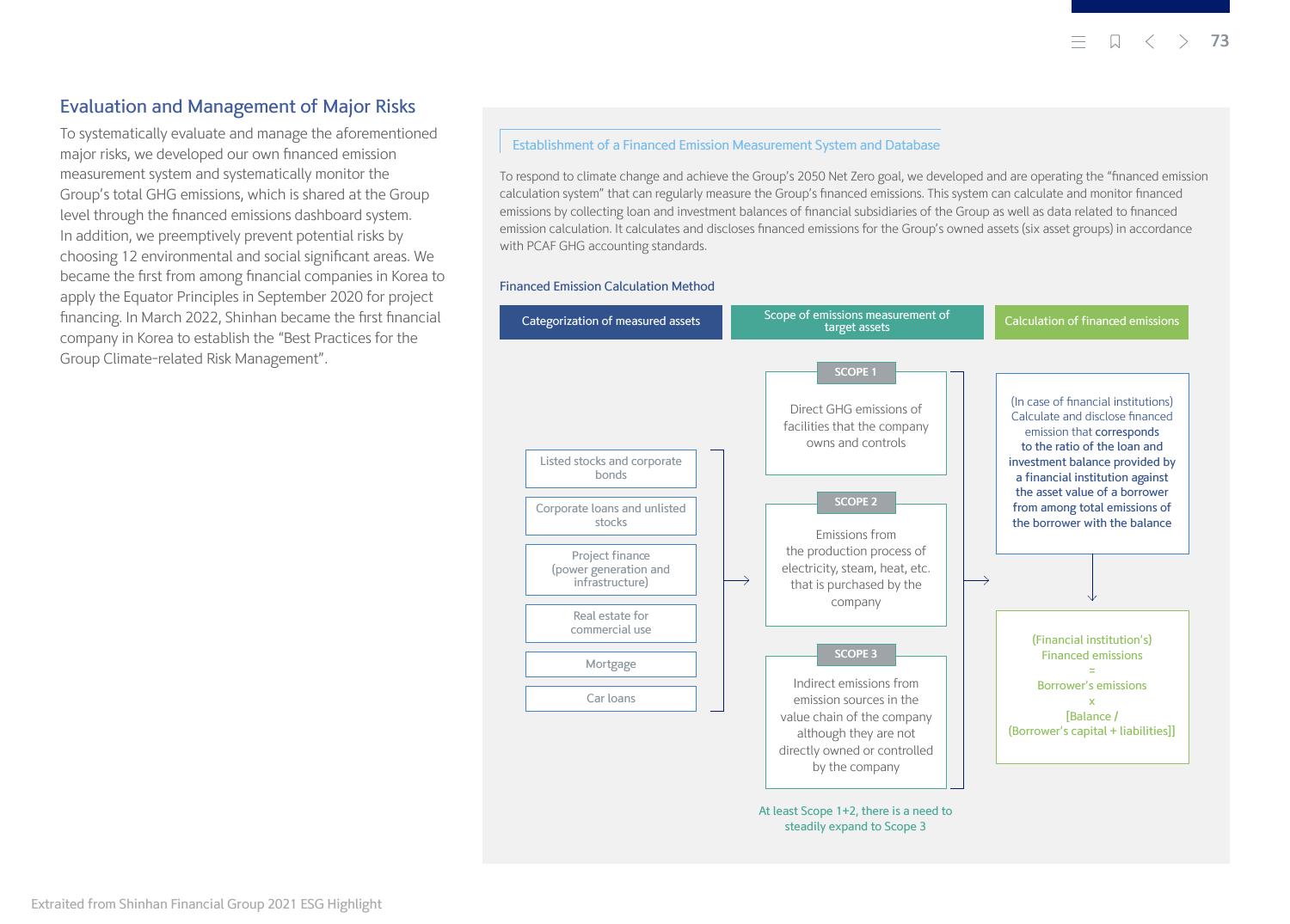## Evaluation and Management of Major Risks

To systematically evaluate and manage the aforementioned major risks, we developed our own financed emission measurement system and systematically monitor the Group's total GHG emissions, which is shared at the Group level through the financed emissions dashboard system. In addition, we preemptively prevent potential risks by choosing 12 environmental and social significant areas. We became the first from among financial companies in Korea to apply the Equator Principles in September 2020 for project financing. In March 2022, Shinhan became the first financial company in Korea to establish the "Best Practices for the Group Climate-related Risk Management".

### Establishment of a Financed Emission Measurement System and Database

To respond to climate change and achieve the Group's 2050 Net Zero goal, we developed and are operating the "financed emission calculation system" that can regularly measure the Group's financed emissions. This system can calculate and monitor financed emissions by collecting loan and investment balances of financial subsidiaries of the Group as well as data related to financed emission calculation. It calculates and discloses financed emissions for the Group's owned assets (six asset groups) in accordance with PCAF GHG accounting standards.

#### Financed Emission Calculation Method

**Categorization of measured assets**

- Listed stocks and corporate bonds
- Corporate loans and unlisted stocks
- Project finance (power generation and infrastructure)
- Real estate for commercial use
- Mortgage
- Car loans

→

**Scope of emissions measurement of target assets**

- **SCOPE 1**: Direct GHG emissions of facilities that the company owns and controls
- **SCOPE 2**: Emissions from the production process of electricity, steam, heat, etc. that is purchased by the company
- **SCOPE 3**: Indirect emissions from emission sources in the value chain of the company although they are not directly owned or controlled by the company

At least Scope 1+2, there is a need to steadily expand to Scope 3

→

**Calculation of financed emissions**

(In case of financial institutions) Calculate and disclose financed emission that corresponds to the ratio of the loan and investment balance provided by a financial institution against the asset value of a borrower from among total emissions of the borrower with the balance

↓

(Financial institution's) Financed emissions
=
Borrower's emissions
x
[Balance / (Borrower's capital + liabilities)]

Extraited from Shinhan Financial Group 2021 ESG Highlight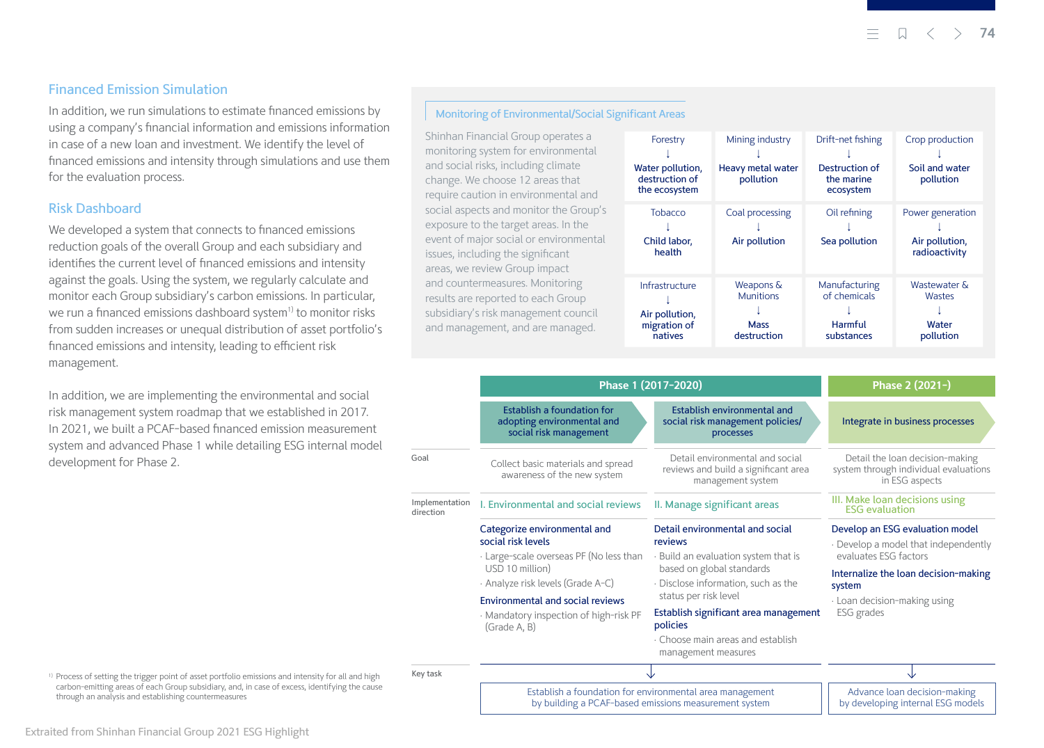## Financed Emission Simulation

In addition, we run simulations to estimate financed emissions by using a company's financial information and emissions information in case of a new loan and investment. We identify the level of financed emissions and intensity through simulations and use them for the evaluation process.

## Risk Dashboard

We developed a system that connects to financed emissions reduction goals of the overall Group and each subsidiary and identifies the current level of financed emissions and intensity against the goals. Using the system, we regularly calculate and monitor each Group subsidiary's carbon emissions. In particular, we run a financed emissions dashboard system[1] to monitor risks from sudden increases or unequal distribution of asset portfolio's financed emissions and intensity, leading to efficient risk management.

In addition, we are implementing the environmental and social risk management system roadmap that we established in 2017. In 2021, we built a PCAF-based financed emission measurement system and advanced Phase 1 while detailing ESG internal model development for Phase 2.

[1] Process of setting the trigger point of asset portfolio emissions and intensity for all and high carbon-emitting areas of each Group subsidiary, and, in case of excess, identifying the cause through an analysis and establishing countermeasures

### Monitoring of Environmental/Social Significant Areas

Shinhan Financial Group operates a monitoring system for environmental and social risks, including climate change. We choose 12 areas that require caution in environmental and social aspects and monitor the Group's exposure to the target areas. In the event of major social or environmental issues, including the significant areas, we review Group impact and countermeasures. Monitoring results are reported to each Group subsidiary's risk management council and management, and are managed.

| Forestry ↓ Water pollution, destruction of the ecosystem | Mining industry ↓ Heavy metal water pollution | Drift-net fishing ↓ Destruction of the marine ecosystem | Crop production ↓ Soil and water pollution |
|---|---|---|---|
| Tobacco ↓ Child labor, health | Coal processing ↓ Air pollution | Oil refining ↓ Sea pollution | Power generation ↓ Air pollution, radioactivity |
| Infrastructure ↓ Air pollution, migration of natives | Weapons & Munitions ↓ Mass destruction | Manufacturing of chemicals ↓ Harmful substances | Wastewater & Wastes ↓ Water pollution |

| | Phase 1 (2017-2020) | | Phase 2 (2021-) |
|---|---|---|---|
| | Establish a foundation for adopting environmental and social risk management | Establish environmental and social risk management policies/ processes | Integrate in business processes |
| Goal | Collect basic materials and spread awareness of the new system | Detail environmental and social reviews and build a significant area management system | Detail the loan decision-making system through individual evaluations in ESG aspects |
| Implementation direction | I. Environmental and social reviews | II. Manage significant areas | III. Make loan decisions using ESG evaluation |
| | **Categorize environmental and social risk levels**<br>· Large-scale overseas PF (No less than USD 10 million)<br>· Analyze risk levels (Grade A-C)<br>**Environmental and social reviews**<br>· Mandatory inspection of high-risk PF (Grade A, B) | **Detail environmental and social reviews**<br>· Build an evaluation system that is based on global standards<br>· Disclose information, such as the status per risk level<br>**Establish significant area management policies**<br>· Choose main areas and establish management measures | **Develop an ESG evaluation model**<br>· Develop a model that independently evaluates ESG factors<br>**Internalize the loan decision-making system**<br>· Loan decision-making using ESG grades |
| Key task | Establish a foundation for environmental area management by building a PCAF-based emissions measurement system | | Advance loan decision-making by developing internal ESG models |

Extraited from Shinhan Financial Group 2021 ESG Highlight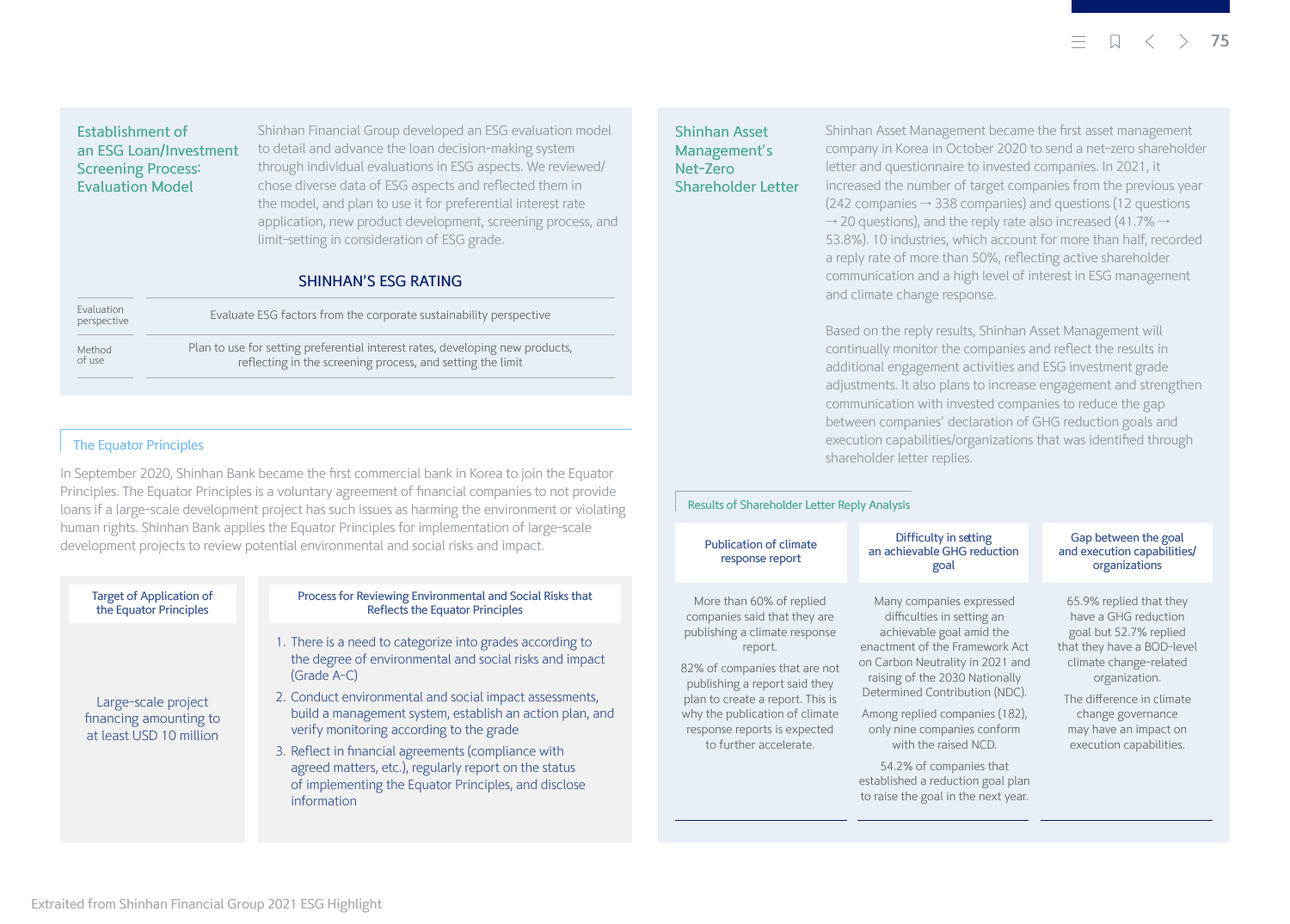## Establishment of an ESG Loan/Investment Screening Process: Evaluation Model

Shinhan Financial Group developed an ESG evaluation model to detail and advance the loan decision-making system through individual evaluations in ESG aspects. We reviewed/chose diverse data of ESG aspects and reflected them in the model, and plan to use it for preferential interest rate application, new product development, screening process, and limit-setting in consideration of ESG grade.

### SHINHAN'S ESG RATING

| | |
|---|---|
| Evaluation perspective | Evaluate ESG factors from the corporate sustainability perspective |
| Method of use | Plan to use for setting preferential interest rates, developing new products, reflecting in the screening process, and setting the limit |

## The Equator Principles

In September 2020, Shinhan Bank became the first commercial bank in Korea to join the Equator Principles. The Equator Principles is a voluntary agreement of financial companies to not provide loans if a large-scale development project has such issues as harming the environment or violating human rights. Shinhan Bank applies the Equator Principles for implementation of large-scale development projects to review potential environmental and social risks and impact.

**Target of Application of the Equator Principles**

Large-scale project financing amounting to at least USD 10 million

**Process for Reviewing Environmental and Social Risks that Reflects the Equator Principles**

1. There is a need to categorize into grades according to the degree of environmental and social risks and impact (Grade A-C)
2. Conduct environmental and social impact assessments, build a management system, establish an action plan, and verify monitoring according to the grade
3. Reflect in financial agreements (compliance with agreed matters, etc.), regularly report on the status of implementing the Equator Principles, and disclose information

## Shinhan Asset Management's Net-Zero Shareholder Letter

Shinhan Asset Management became the first asset management company in Korea in October 2020 to send a net-zero shareholder letter and questionnaire to invested companies. In 2021, it increased the number of target companies from the previous year (242 companies → 338 companies) and questions (12 questions → 20 questions), and the reply rate also increased (41.7% → 53.8%). 10 industries, which account for more than half, recorded a reply rate of more than 50%, reflecting active shareholder communication and a high level of interest in ESG management and climate change response.

Based on the reply results, Shinhan Asset Management will continually monitor the companies and reflect the results in additional engagement activities and ESG investment grade adjustments. It also plans to increase engagement and strengthen communication with invested companies to reduce the gap between companies' declaration of GHG reduction goals and execution capabilities/organizations that was identified through shareholder letter replies.

### Results of Shareholder Letter Reply Analysis

| Publication of climate response report | Difficulty in setting an achievable GHG reduction goal | Gap between the goal and execution capabilities/organizations |
|---|---|---|
| More than 60% of replied companies said that they are publishing a climate response report.<br><br>82% of companies that are not publishing a report said they plan to create a report. This is why the publication of climate response reports is expected to further accelerate. | Many companies expressed difficulties in setting an achievable goal amid the enactment of the Framework Act on Carbon Neutrality in 2021 and raising of the 2030 Nationally Determined Contribution (NDC).<br><br>Among replied companies (182), only nine companies conform with the raised NCD.<br><br>54.2% of companies that established a reduction goal plan to raise the goal in the next year. | 65.9% replied that they have a GHG reduction goal but 52.7% replied that they have a BOD-level climate change-related organization.<br><br>The difference in climate change governance may have an impact on execution capabilities. |

Extraited from Shinhan Financial Group 2021 ESG Highlight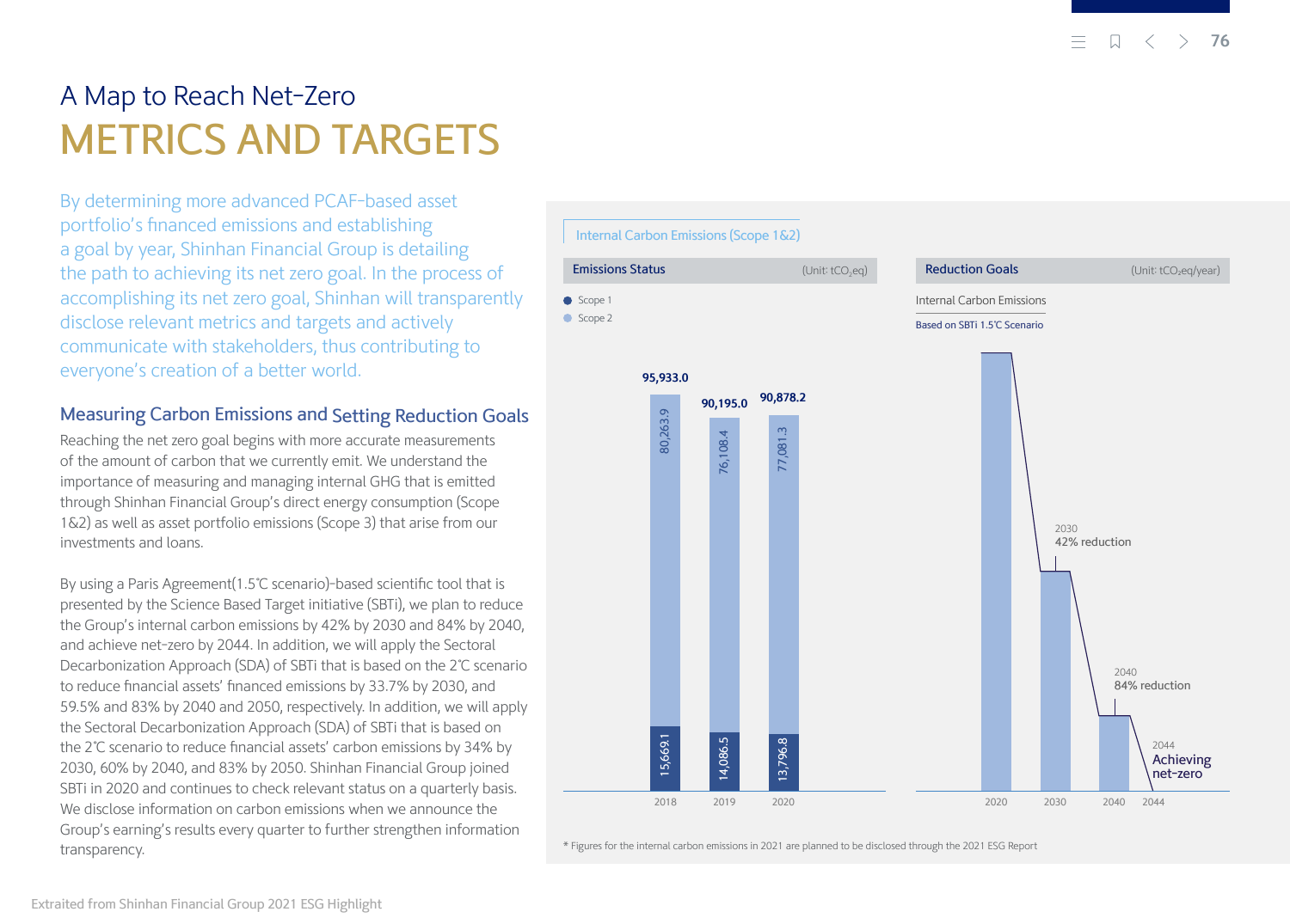# A Map to Reach Net-Zero

# METRICS AND TARGETS

By determining more advanced PCAF-based asset portfolio's financed emissions and establishing a goal by year, Shinhan Financial Group is detailing the path to achieving its net zero goal. In the process of accomplishing its net zero goal, Shinhan will transparently disclose relevant metrics and targets and actively communicate with stakeholders, thus contributing to everyone's creation of a better world.

## Measuring Carbon Emissions and Setting Reduction Goals

Reaching the net zero goal begins with more accurate measurements of the amount of carbon that we currently emit. We understand the importance of measuring and managing internal GHG that is emitted through Shinhan Financial Group's direct energy consumption (Scope 1&2) as well as asset portfolio emissions (Scope 3) that arise from our investments and loans.

By using a Paris Agreement(1.5℃ scenario)-based scientific tool that is presented by the Science Based Target initiative (SBTi), we plan to reduce the Group's internal carbon emissions by 42% by 2030 and 84% by 2040, and achieve net-zero by 2044. In addition, we will apply the Sectoral Decarbonization Approach (SDA) of SBTi that is based on the 2℃ scenario to reduce financial assets' financed emissions by 33.7% by 2030, and 59.5% and 83% by 2040 and 2050, respectively. In addition, we will apply the Sectoral Decarbonization Approach (SDA) of SBTi that is based on the 2℃ scenario to reduce financial assets' carbon emissions by 34% by 2030, 60% by 2040, and 83% by 2050. Shinhan Financial Group joined SBTi in 2020 and continues to check relevant status on a quarterly basis. We disclose information on carbon emissions when we announce the Group's earning's results every quarter to further strengthen information transparency.

### Internal Carbon Emissions (Scope 1&2)

**Emissions Status** (Unit: $tCO_2eq$)

| Year | Scope 1 | Scope 2 | Total |
|---|---|---|---|
| 2018 | 15,669.1 | 80,263.9 | 95,933.0 |
| 2019 | 14,086.5 | 76,108.4 | 90,195.0 |
| 2020 | 13,796.8 | 77,081.3 | 90,878.2 |

**Reduction Goals** (Unit: $tCO_2eq$/year)

Internal Carbon Emissions

Based on SBTi 1.5℃ Scenario

- 2020
- 2030: 42% reduction
- 2040: 84% reduction
- 2044: Achieving net-zero

* Figures for the internal carbon emissions in 2021 are planned to be disclosed through the 2021 ESG Report

Extraited from Shinhan Financial Group 2021 ESG Highlight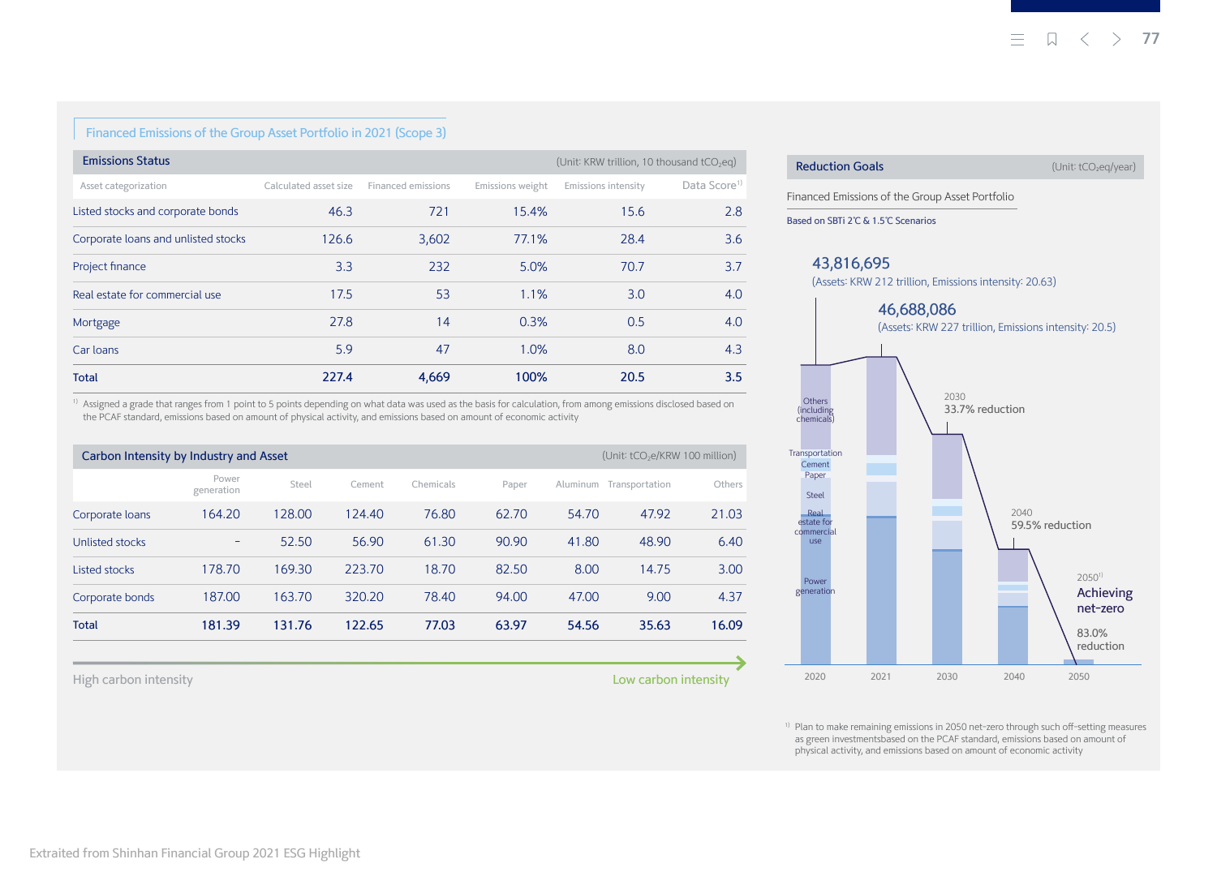## Financed Emissions of the Group Asset Portfolio in 2021 (Scope 3)

**Emissions Status** (Unit: KRW trillion, 10 thousand $tCO_2eq$)

| Asset categorization | Calculated asset size | Financed emissions | Emissions weight | Emissions intensity | Data Score[1] |
|---|---|---|---|---|---|
| Listed stocks and corporate bonds | 46.3 | 721 | 15.4% | 15.6 | 2.8 |
| Corporate loans and unlisted stocks | 126.6 | 3,602 | 77.1% | 28.4 | 3.6 |
| Project finance | 3.3 | 232 | 5.0% | 70.7 | 3.7 |
| Real estate for commercial use | 17.5 | 53 | 1.1% | 3.0 | 4.0 |
| Mortgage | 27.8 | 14 | 0.3% | 0.5 | 4.0 |
| Car loans | 5.9 | 47 | 1.0% | 8.0 | 4.3 |
| **Total** | **227.4** | **4,669** | **100%** | **20.5** | **3.5** |

[1] Assigned a grade that ranges from 1 point to 5 points depending on what data was used as the basis for calculation, from among emissions disclosed based on the PCAF standard, emissions based on amount of physical activity, and emissions based on amount of economic activity

**Carbon Intensity by Industry and Asset** (Unit: $tCO_2e$/KRW 100 million)

| | Power generation | Steel | Cement | Chemicals | Paper | Aluminum | Transportation | Others |
|---|---|---|---|---|---|---|---|---|
| Corporate loans | 164.20 | 128.00 | 124.40 | 76.80 | 62.70 | 54.70 | 47.92 | 21.03 |
| Unlisted stocks | – | 52.50 | 56.90 | 61.30 | 90.90 | 41.80 | 48.90 | 6.40 |
| Listed stocks | 178.70 | 169.30 | 223.70 | 18.70 | 82.50 | 8.00 | 14.75 | 3.00 |
| Corporate bonds | 187.00 | 163.70 | 320.20 | 78.40 | 94.00 | 47.00 | 9.00 | 4.37 |
| **Total** | **181.39** | **131.76** | **122.65** | **77.03** | **63.97** | **54.56** | **35.63** | **16.09** |

High carbon intensity → Low carbon intensity

**Reduction Goals** (Unit: $tCO_2eq$/year)

Financed Emissions of the Group Asset Portfolio

Based on SBTi 2℃ & 1.5℃ Scenarios

- 2020: 43,816,695 (Assets: KRW 212 trillion, Emissions intensity: 20.63)
- 2021: 46,688,086 (Assets: KRW 227 trillion, Emissions intensity: 20.5)
- 2030: 33.7% reduction
- 2040: 59.5% reduction
- 2050[1]: Achieving net-zero, 83.0% reduction

Categories: Others (including chemicals), Transportation, Cement, Paper, Steel, Real estate for commercial use, Power generation

[1] Plan to make remaining emissions in 2050 net-zero through such off-setting measures as green investmentsbased on the PCAF standard, emissions based on amount of physical activity, and emissions based on amount of economic activity

Extraited from Shinhan Financial Group 2021 ESG Highlight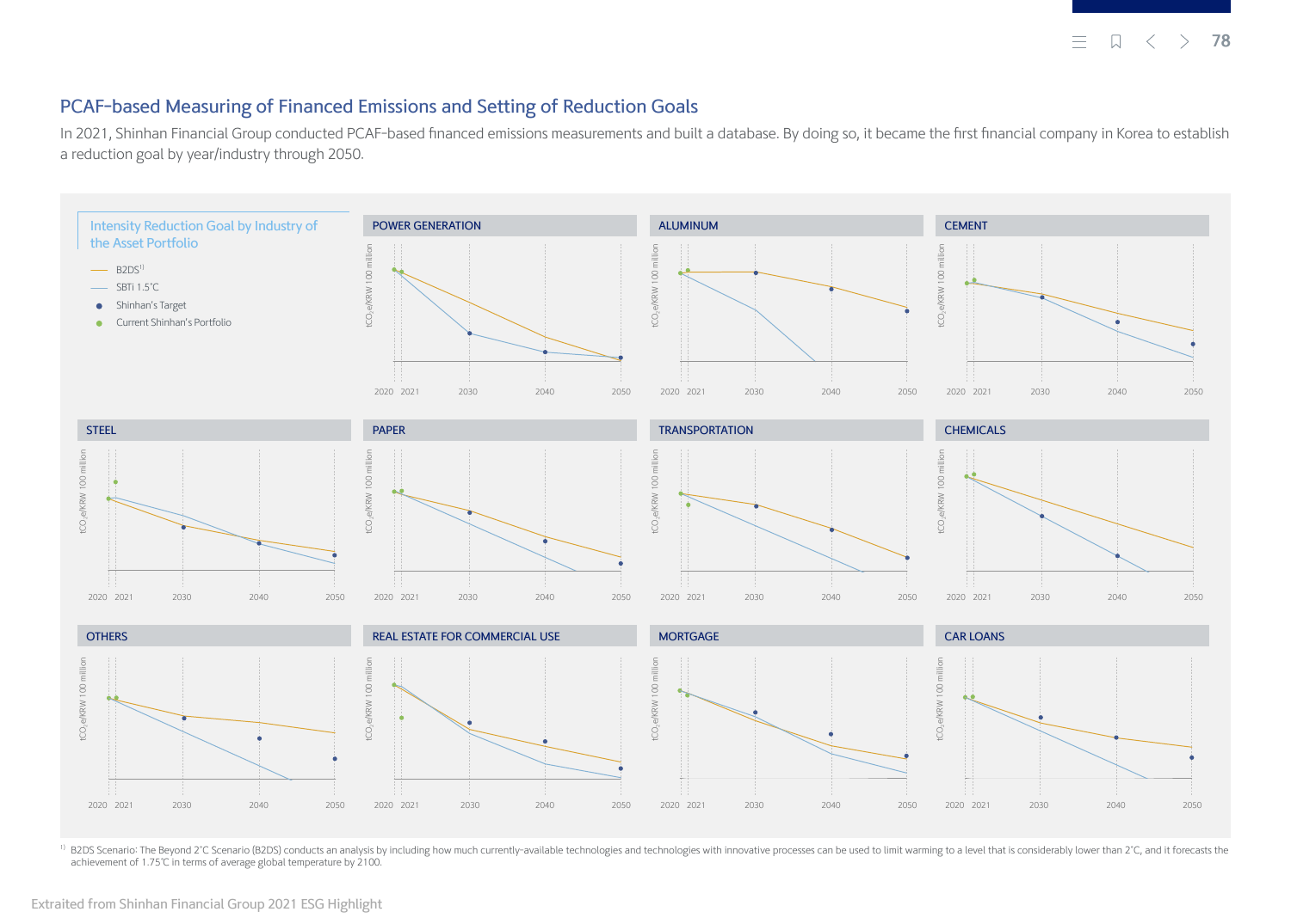## PCAF-based Measuring of Financed Emissions and Setting of Reduction Goals

In 2021, Shinhan Financial Group conducted PCAF-based financed emissions measurements and built a database. By doing so, it became the first financial company in Korea to establish a reduction goal by year/industry through 2050.

### Intensity Reduction Goal by Industry of the Asset Portfolio

- B2DS[1]
- SBTi 1.5℃
- Shinhan's Target
- Current Shinhan's Portfolio

POWER GENERATION

ALUMINUM

CEMENT

STEEL

PAPER

TRANSPORTATION

CHEMICALS

OTHERS

REAL ESTATE FOR COMMERCIAL USE

MORTGAGE

CAR LOANS

Y-axis: $tCO_2e$/KRW 100 million

X-axis: 2020, 2021, 2030, 2040, 2050

[1] B2DS Scenario: The Beyond 2˚C Scenario (B2DS) conducts an analysis by including how much currently-available technologies and technologies with innovative processes can be used to limit warming to a level that is considerably lower than 2˚C, and it forecasts the achievement of 1.75℃ in terms of average global temperature by 2100.

Extraited from Shinhan Financial Group 2021 ESG Highlight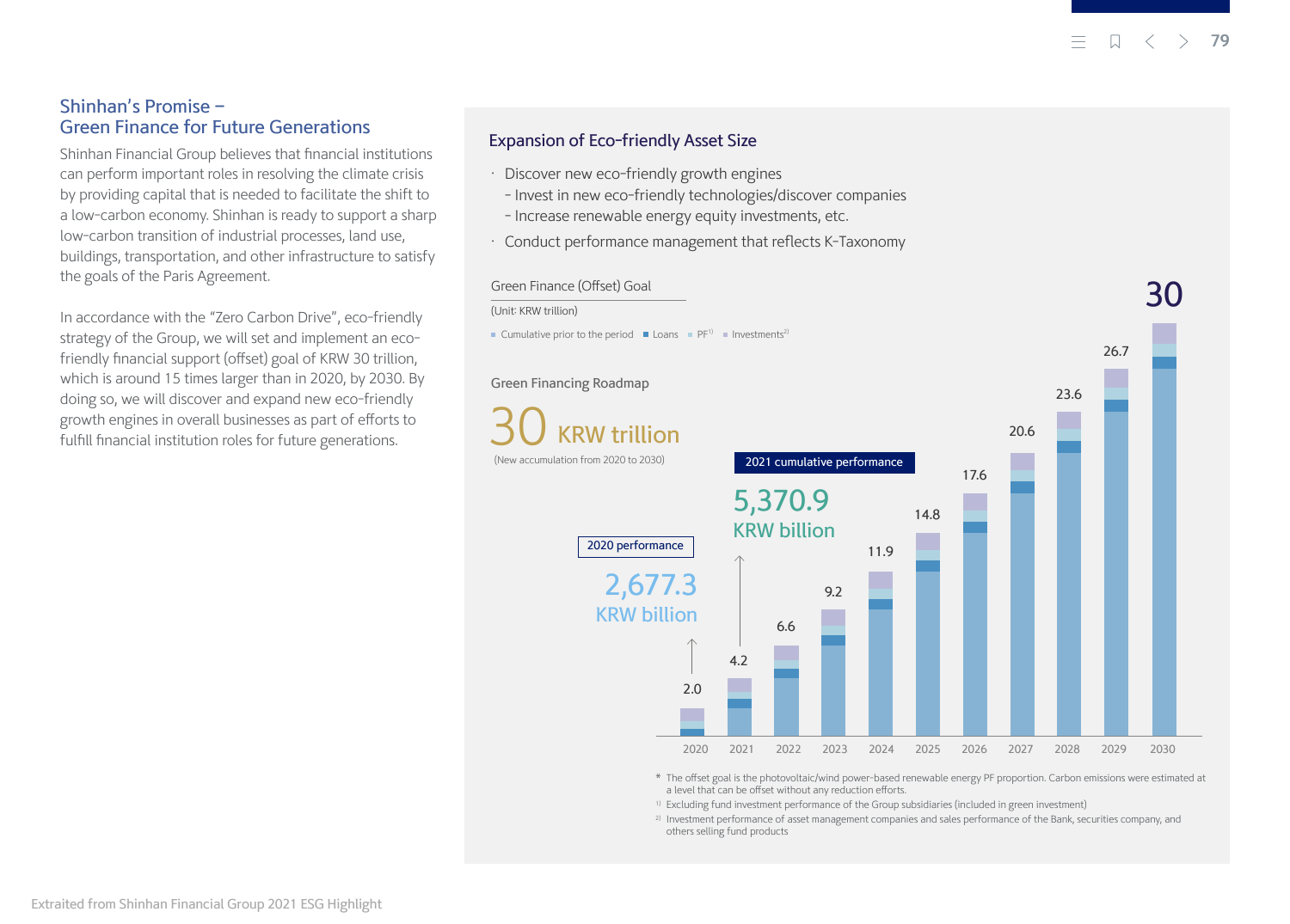## Shinhan's Promise – Green Finance for Future Generations

Shinhan Financial Group believes that financial institutions can perform important roles in resolving the climate crisis by providing capital that is needed to facilitate the shift to a low-carbon economy. Shinhan is ready to support a sharp low-carbon transition of industrial processes, land use, buildings, transportation, and other infrastructure to satisfy the goals of the Paris Agreement.

In accordance with the "Zero Carbon Drive", eco-friendly strategy of the Group, we will set and implement an eco-friendly financial support (offset) goal of KRW 30 trillion, which is around 15 times larger than in 2020, by 2030. By doing so, we will discover and expand new eco-friendly growth engines in overall businesses as part of efforts to fulfill financial institution roles for future generations.

### Expansion of Eco-friendly Asset Size

- Discover new eco-friendly growth engines
  - Invest in new eco-friendly technologies/discover companies
  - Increase renewable energy equity investments, etc.
- Conduct performance management that reflects K-Taxonomy

**Green Finance (Offset) Goal**

(Unit: KRW trillion)

Cumulative prior to the period ■ Loans ■ PF[1] ■ Investments[2]

**Green Financing Roadmap**

30 KRW trillion

(New accumulation from 2020 to 2030)

2020 performance: 2,677.3 KRW billion

2021 cumulative performance: 5,370.9 KRW billion

| Year | 2020 | 2021 | 2022 | 2023 | 2024 | 2025 | 2026 | 2027 | 2028 | 2029 | 2030 |
|---|---|---|---|---|---|---|---|---|---|---|---|
| Goal | 2.0 | 4.2 | 6.6 | 9.2 | 11.9 | 14.8 | 17.6 | 20.6 | 23.6 | 26.7 | 30 |

\* The offset goal is the photovoltaic/wind power-based renewable energy PF proportion. Carbon emissions were estimated at a level that can be offset without any reduction efforts.

1) Excluding fund investment performance of the Group subsidiaries (included in green investment)

2) Investment performance of asset management companies and sales performance of the Bank, securities company, and others selling fund products

Extraited from Shinhan Financial Group 2021 ESG Highlight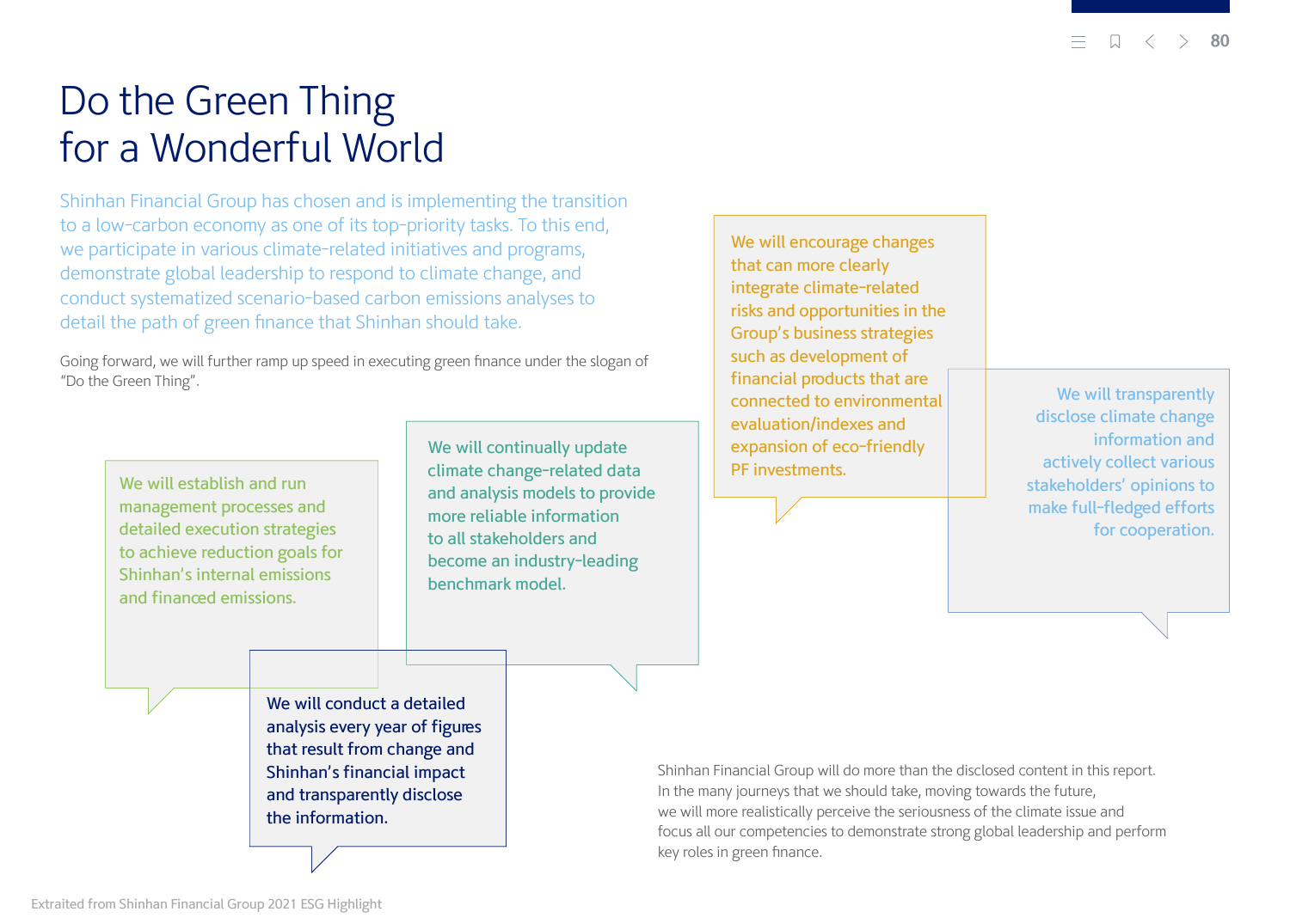# Do the Green Thing for a Wonderful World

Shinhan Financial Group has chosen and is implementing the transition to a low-carbon economy as one of its top-priority tasks. To this end, we participate in various climate-related initiatives and programs, demonstrate global leadership to respond to climate change, and conduct systematized scenario-based carbon emissions analyses to detail the path of green finance that Shinhan should take.

Going forward, we will further ramp up speed in executing green finance under the slogan of "Do the Green Thing".

We will establish and run management processes and detailed execution strategies to achieve reduction goals for Shinhan's internal emissions and financed emissions.

We will continually update climate change-related data and analysis models to provide more reliable information to all stakeholders and become an industry-leading benchmark model.

We will conduct a detailed analysis every year of figures that result from change and Shinhan's financial impact and transparently disclose the information.

We will encourage changes that can more clearly integrate climate-related risks and opportunities in the Group's business strategies such as development of financial products that are connected to environmental evaluation/indexes and expansion of eco-friendly PF investments.

We will transparently disclose climate change information and actively collect various stakeholders' opinions to make full-fledged efforts for cooperation.

Shinhan Financial Group will do more than the disclosed content in this report. In the many journeys that we should take, moving towards the future, we will more realistically perceive the seriousness of the climate issue and focus all our competencies to demonstrate strong global leadership and perform key roles in green finance.

Extraited from Shinhan Financial Group 2021 ESG Highlight